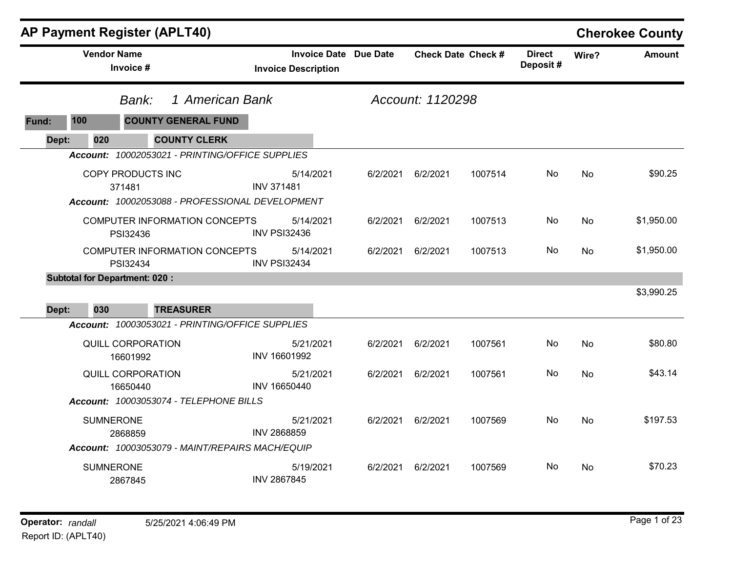# AP Payment Register (APLT40)

## Cherokee County

| Vendor Name / Invoice # | Invoice Date / Invoice Description | Due Date | Check Date | Check # | Direct Deposit # | Wire? | Amount |
|---|---|---|---|---|---|---|---|

*Bank:* *1 American Bank* *Account: 1120298*

**Fund: 100 COUNTY GENERAL FUND**

**Dept: 020 COUNTY CLERK**

***Account:*** *10002053021 - PRINTING/OFFICE SUPPLIES*

| Vendor Name / Invoice # | Invoice Date / Invoice Description | Due Date | Check Date | Check # | Direct Deposit # | Wire? | Amount |
|---|---|---|---|---|---|---|---|
| COPY PRODUCTS INC<br>371481 | 5/14/2021<br>INV 371481 | 6/2/2021 | 6/2/2021 | 1007514 | No | No | $90.25 |

***Account:*** *10002053088 - PROFESSIONAL DEVELOPMENT*

| Vendor Name / Invoice # | Invoice Date / Invoice Description | Due Date | Check Date | Check # | Direct Deposit # | Wire? | Amount |
|---|---|---|---|---|---|---|---|
| COMPUTER INFORMATION CONCEPTS<br>PSI32436 | 5/14/2021<br>INV PSI32436 | 6/2/2021 | 6/2/2021 | 1007513 | No | No | $1,950.00 |
| COMPUTER INFORMATION CONCEPTS<br>PSI32434 | 5/14/2021<br>INV PSI32434 | 6/2/2021 | 6/2/2021 | 1007513 | No | No | $1,950.00 |

**Subtotal for Department: 020 :** $3,990.25

**Dept: 030 TREASURER**

***Account:*** *10003053021 - PRINTING/OFFICE SUPPLIES*

| Vendor Name / Invoice # | Invoice Date / Invoice Description | Due Date | Check Date | Check # | Direct Deposit # | Wire? | Amount |
|---|---|---|---|---|---|---|---|
| QUILL CORPORATION<br>16601992 | 5/21/2021<br>INV 16601992 | 6/2/2021 | 6/2/2021 | 1007561 | No | No | $80.80 |
| QUILL CORPORATION<br>16650440 | 5/21/2021<br>INV 16650440 | 6/2/2021 | 6/2/2021 | 1007561 | No | No | $43.14 |

***Account:*** *10003053074 - TELEPHONE BILLS*

| Vendor Name / Invoice # | Invoice Date / Invoice Description | Due Date | Check Date | Check # | Direct Deposit # | Wire? | Amount |
|---|---|---|---|---|---|---|---|
| SUMNERONE<br>2868859 | 5/21/2021<br>INV 2868859 | 6/2/2021 | 6/2/2021 | 1007569 | No | No | $197.53 |

***Account:*** *10003053079 - MAINT/REPAIRS MACH/EQUIP*

| Vendor Name / Invoice # | Invoice Date / Invoice Description | Due Date | Check Date | Check # | Direct Deposit # | Wire? | Amount |
|---|---|---|---|---|---|---|---|
| SUMNERONE<br>2867845 | 5/19/2021<br>INV 2867845 | 6/2/2021 | 6/2/2021 | 1007569 | No | No | $70.23 |

**Operator:** *randall* 5/25/2021 4:06:49 PM

Report ID: (APLT40)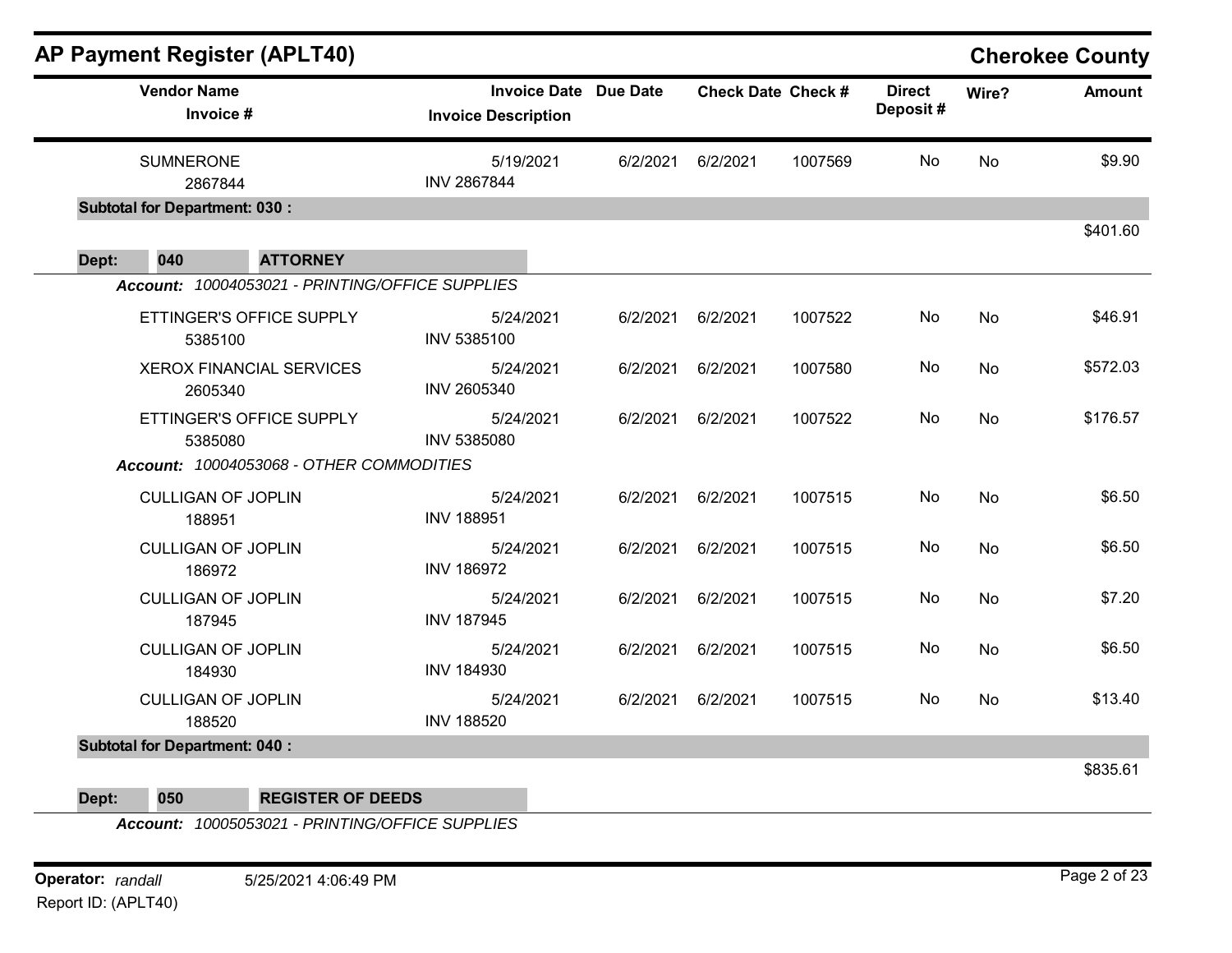## AP Payment Register (APLT40)

**Cherokee County**

| Vendor Name / Invoice # | Invoice Date / Invoice Description | Due Date | Check Date | Check # | Direct Deposit # | Wire? | Amount |
|---|---|---|---|---|---|---|---|
| SUMNERONE 2867844 | 5/19/2021 INV 2867844 | 6/2/2021 | 6/2/2021 | 1007569 | No | No | $9.90 |
| **Subtotal for Department: 030 :** | | | | | | | $401.60 |

**Dept: 040 ATTORNEY**

*Account: 10004053021 - PRINTING/OFFICE SUPPLIES*

| Vendor Name / Invoice # | Invoice Date / Invoice Description | Due Date | Check Date | Check # | Direct Deposit # | Wire? | Amount |
|---|---|---|---|---|---|---|---|
| ETTINGER'S OFFICE SUPPLY 5385100 | 5/24/2021 INV 5385100 | 6/2/2021 | 6/2/2021 | 1007522 | No | No | $46.91 |
| XEROX FINANCIAL SERVICES 2605340 | 5/24/2021 INV 2605340 | 6/2/2021 | 6/2/2021 | 1007580 | No | No | $572.03 |
| ETTINGER'S OFFICE SUPPLY 5385080 | 5/24/2021 INV 5385080 | 6/2/2021 | 6/2/2021 | 1007522 | No | No | $176.57 |

*Account: 10004053068 - OTHER COMMODITIES*

| Vendor Name / Invoice # | Invoice Date / Invoice Description | Due Date | Check Date | Check # | Direct Deposit # | Wire? | Amount |
|---|---|---|---|---|---|---|---|
| CULLIGAN OF JOPLIN 188951 | 5/24/2021 INV 188951 | 6/2/2021 | 6/2/2021 | 1007515 | No | No | $6.50 |
| CULLIGAN OF JOPLIN 186972 | 5/24/2021 INV 186972 | 6/2/2021 | 6/2/2021 | 1007515 | No | No | $6.50 |
| CULLIGAN OF JOPLIN 187945 | 5/24/2021 INV 187945 | 6/2/2021 | 6/2/2021 | 1007515 | No | No | $7.20 |
| CULLIGAN OF JOPLIN 184930 | 5/24/2021 INV 184930 | 6/2/2021 | 6/2/2021 | 1007515 | No | No | $6.50 |
| CULLIGAN OF JOPLIN 188520 | 5/24/2021 INV 188520 | 6/2/2021 | 6/2/2021 | 1007515 | No | No | $13.40 |
| **Subtotal for Department: 040 :** | | | | | | | $835.61 |

**Dept: 050 REGISTER OF DEEDS**

*Account: 10005053021 - PRINTING/OFFICE SUPPLIES*

Operator: *randall* 5/25/2021 4:06:49 PM

Report ID: (APLT40)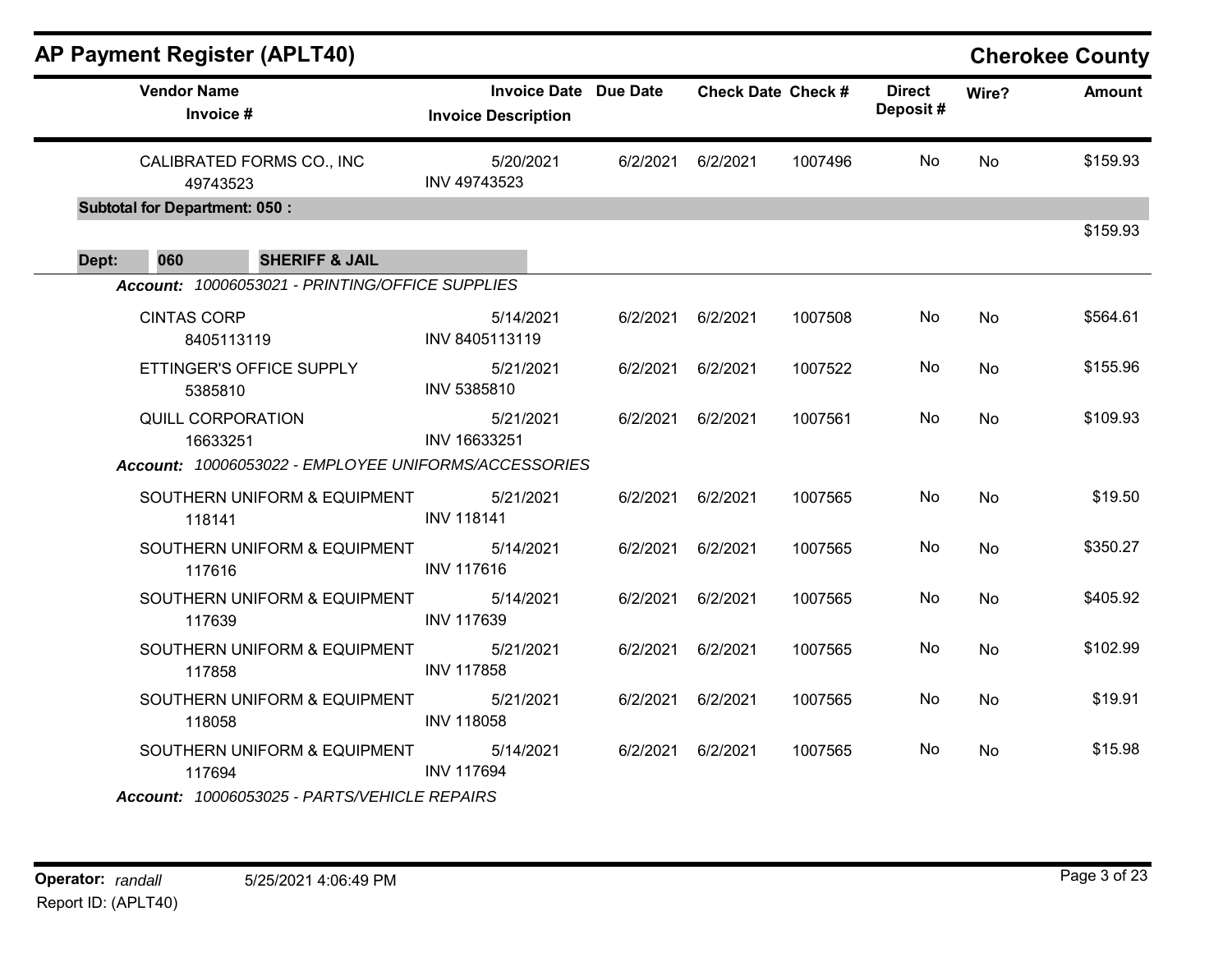# AP Payment Register (APLT40)

## Cherokee County

| Vendor Name / Invoice # | Invoice Date / Invoice Description | Due Date | Check Date | Check # | Direct Deposit # | Wire? | Amount |
|---|---|---|---|---|---|---|---|
| CALIBRATED FORMS CO., INC<br>49743523 | 5/20/2021<br>INV 49743523 | 6/2/2021 | 6/2/2021 | 1007496 | No | No | $159.93 |
| **Subtotal for Department: 050 :** | | | | | | | $159.93 |
| **Dept: 060 SHERIFF & JAIL** | | | | | | | |
| ***Account:*** *10006053021 - PRINTING/OFFICE SUPPLIES* | | | | | | | |
| CINTAS CORP<br>8405113119 | 5/14/2021<br>INV 8405113119 | 6/2/2021 | 6/2/2021 | 1007508 | No | No | $564.61 |
| ETTINGER'S OFFICE SUPPLY<br>5385810 | 5/21/2021<br>INV 5385810 | 6/2/2021 | 6/2/2021 | 1007522 | No | No | $155.96 |
| QUILL CORPORATION<br>16633251 | 5/21/2021<br>INV 16633251 | 6/2/2021 | 6/2/2021 | 1007561 | No | No | $109.93 |
| ***Account:*** *10006053022 - EMPLOYEE UNIFORMS/ACCESSORIES* | | | | | | | |
| SOUTHERN UNIFORM & EQUIPMENT<br>118141 | 5/21/2021<br>INV 118141 | 6/2/2021 | 6/2/2021 | 1007565 | No | No | $19.50 |
| SOUTHERN UNIFORM & EQUIPMENT<br>117616 | 5/14/2021<br>INV 117616 | 6/2/2021 | 6/2/2021 | 1007565 | No | No | $350.27 |
| SOUTHERN UNIFORM & EQUIPMENT<br>117639 | 5/14/2021<br>INV 117639 | 6/2/2021 | 6/2/2021 | 1007565 | No | No | $405.92 |
| SOUTHERN UNIFORM & EQUIPMENT<br>117858 | 5/21/2021<br>INV 117858 | 6/2/2021 | 6/2/2021 | 1007565 | No | No | $102.99 |
| SOUTHERN UNIFORM & EQUIPMENT<br>118058 | 5/21/2021<br>INV 118058 | 6/2/2021 | 6/2/2021 | 1007565 | No | No | $19.91 |
| SOUTHERN UNIFORM & EQUIPMENT<br>117694 | 5/14/2021<br>INV 117694 | 6/2/2021 | 6/2/2021 | 1007565 | No | No | $15.98 |
| ***Account:*** *10006053025 - PARTS/VEHICLE REPAIRS* | | | | | | | |

**Operator:** *randall* 5/25/2021 4:06:49 PM
Report ID: (APLT40)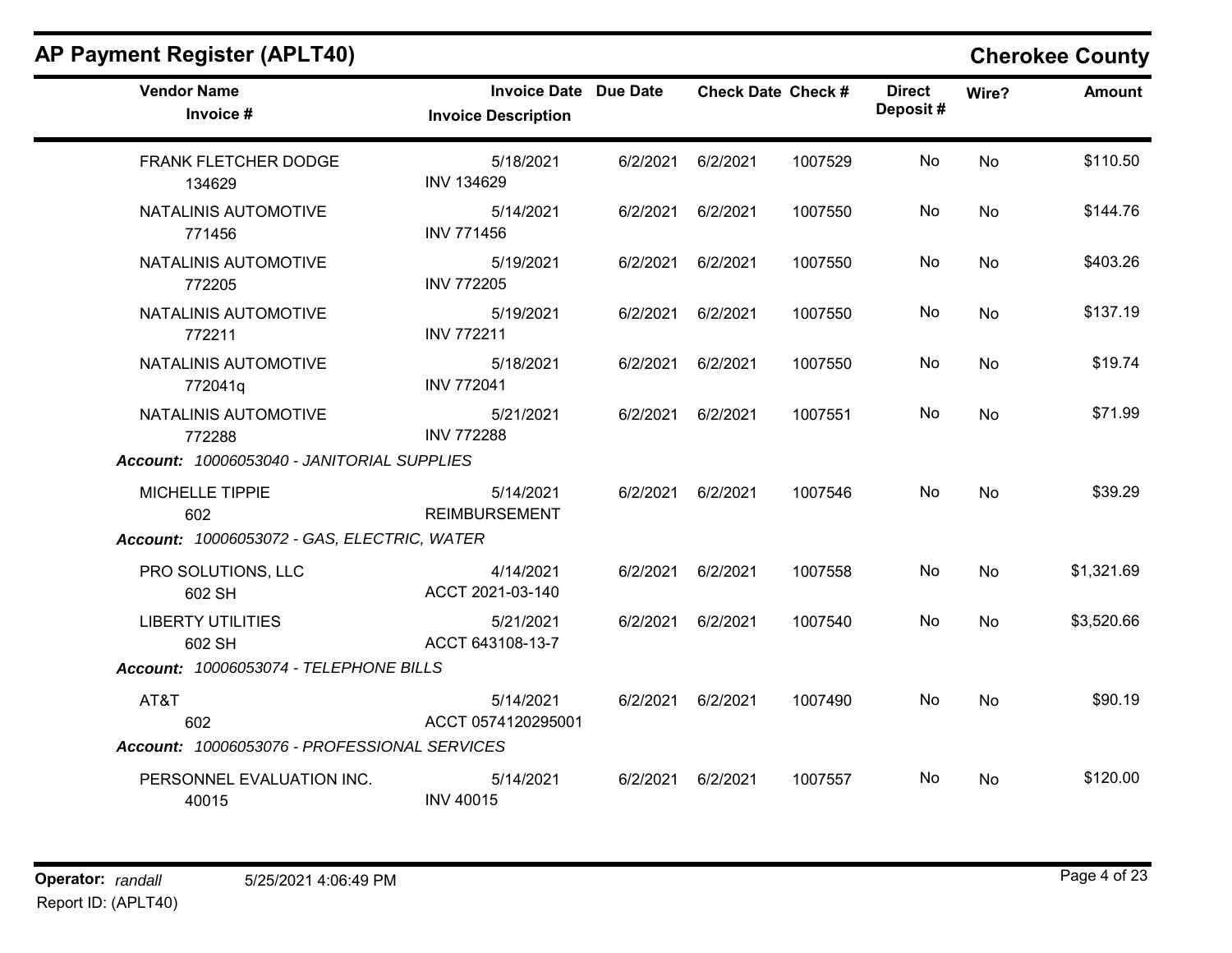## AP Payment Register (APLT40)

**Cherokee County**

| Vendor Name / Invoice # | Invoice Date / Invoice Description | Due Date | Check Date | Check # | Direct Deposit # | Wire? | Amount |
|---|---|---|---|---|---|---|---|
| FRANK FLETCHER DODGE<br>134629 | 5/18/2021<br>INV 134629 | 6/2/2021 | 6/2/2021 | 1007529 | No | No | $110.50 |
| NATALINIS AUTOMOTIVE<br>771456 | 5/14/2021<br>INV 771456 | 6/2/2021 | 6/2/2021 | 1007550 | No | No | $144.76 |
| NATALINIS AUTOMOTIVE<br>772205 | 5/19/2021<br>INV 772205 | 6/2/2021 | 6/2/2021 | 1007550 | No | No | $403.26 |
| NATALINIS AUTOMOTIVE<br>772211 | 5/19/2021<br>INV 772211 | 6/2/2021 | 6/2/2021 | 1007550 | No | No | $137.19 |
| NATALINIS AUTOMOTIVE<br>772041q | 5/18/2021<br>INV 772041 | 6/2/2021 | 6/2/2021 | 1007550 | No | No | $19.74 |
| NATALINIS AUTOMOTIVE<br>772288 | 5/21/2021<br>INV 772288 | 6/2/2021 | 6/2/2021 | 1007551 | No | No | $71.99 |
| ***Account:** 10006053040 - JANITORIAL SUPPLIES* | | | | | | | |
| MICHELLE TIPPIE<br>602 | 5/14/2021<br>REIMBURSEMENT | 6/2/2021 | 6/2/2021 | 1007546 | No | No | $39.29 |
| ***Account:** 10006053072 - GAS, ELECTRIC, WATER* | | | | | | | |
| PRO SOLUTIONS, LLC<br>602 SH | 4/14/2021<br>ACCT 2021-03-140 | 6/2/2021 | 6/2/2021 | 1007558 | No | No | $1,321.69 |
| LIBERTY UTILITIES<br>602 SH | 5/21/2021<br>ACCT 643108-13-7 | 6/2/2021 | 6/2/2021 | 1007540 | No | No | $3,520.66 |
| ***Account:** 10006053074 - TELEPHONE BILLS* | | | | | | | |
| AT&T<br>602 | 5/14/2021<br>ACCT 0574120295001 | 6/2/2021 | 6/2/2021 | 1007490 | No | No | $90.19 |
| ***Account:** 10006053076 - PROFESSIONAL SERVICES* | | | | | | | |
| PERSONNEL EVALUATION INC.<br>40015 | 5/14/2021<br>INV 40015 | 6/2/2021 | 6/2/2021 | 1007557 | No | No | $120.00 |

**Operator:** *randall* 5/25/2021 4:06:49 PM

Report ID: (APLT40)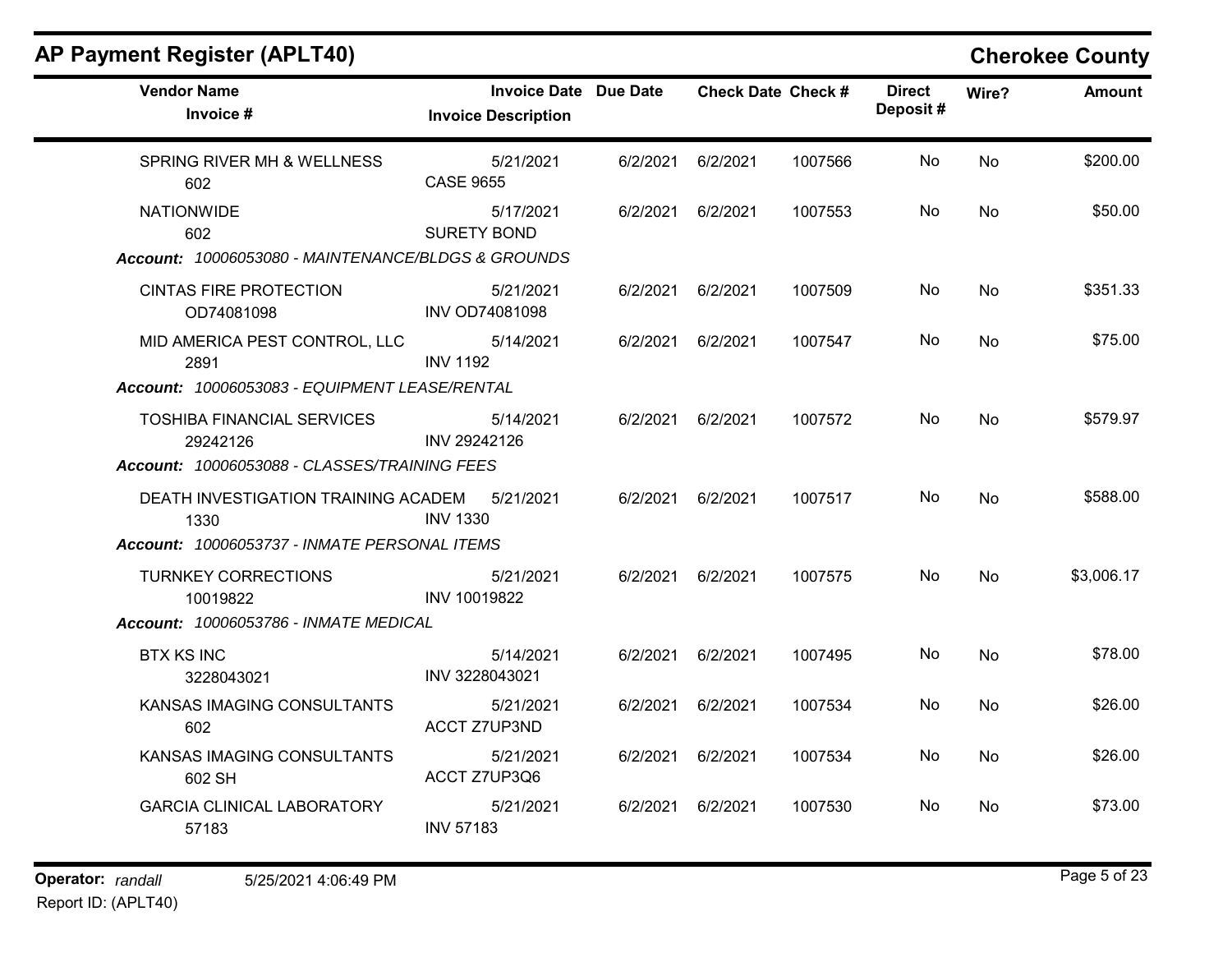## AP Payment Register (APLT40)

**Cherokee County**

| Vendor Name / Invoice # | Invoice Date / Invoice Description | Due Date | Check Date | Check # | Direct Deposit # | Wire? | Amount |
|---|---|---|---|---|---|---|---|
| SPRING RIVER MH & WELLNESS<br>602 | 5/21/2021<br>CASE 9655 | 6/2/2021 | 6/2/2021 | 1007566 | No | No | $200.00 |
| NATIONWIDE<br>602 | 5/17/2021<br>SURETY BOND | 6/2/2021 | 6/2/2021 | 1007553 | No | No | $50.00 |
| ***Account:** 10006053080 - MAINTENANCE/BLDGS & GROUNDS* | | | | | | | |
| CINTAS FIRE PROTECTION<br>OD74081098 | 5/21/2021<br>INV OD74081098 | 6/2/2021 | 6/2/2021 | 1007509 | No | No | $351.33 |
| MID AMERICA PEST CONTROL, LLC<br>2891 | 5/14/2021<br>INV 1192 | 6/2/2021 | 6/2/2021 | 1007547 | No | No | $75.00 |
| ***Account:** 10006053083 - EQUIPMENT LEASE/RENTAL* | | | | | | | |
| TOSHIBA FINANCIAL SERVICES<br>29242126 | 5/14/2021<br>INV 29242126 | 6/2/2021 | 6/2/2021 | 1007572 | No | No | $579.97 |
| ***Account:** 10006053088 - CLASSES/TRAINING FEES* | | | | | | | |
| DEATH INVESTIGATION TRAINING ACADEM<br>1330 | 5/21/2021<br>INV 1330 | 6/2/2021 | 6/2/2021 | 1007517 | No | No | $588.00 |
| ***Account:** 10006053737 - INMATE PERSONAL ITEMS* | | | | | | | |
| TURNKEY CORRECTIONS<br>10019822 | 5/21/2021<br>INV 10019822 | 6/2/2021 | 6/2/2021 | 1007575 | No | No | $3,006.17 |
| ***Account:** 10006053786 - INMATE MEDICAL* | | | | | | | |
| BTX KS INC<br>3228043021 | 5/14/2021<br>INV 3228043021 | 6/2/2021 | 6/2/2021 | 1007495 | No | No | $78.00 |
| KANSAS IMAGING CONSULTANTS<br>602 | 5/21/2021<br>ACCT Z7UP3ND | 6/2/2021 | 6/2/2021 | 1007534 | No | No | $26.00 |
| KANSAS IMAGING CONSULTANTS<br>602 SH | 5/21/2021<br>ACCT Z7UP3Q6 | 6/2/2021 | 6/2/2021 | 1007534 | No | No | $26.00 |
| GARCIA CLINICAL LABORATORY<br>57183 | 5/21/2021<br>INV 57183 | 6/2/2021 | 6/2/2021 | 1007530 | No | No | $73.00 |

**Operator:** *randall* 5/25/2021 4:06:49 PM
Report ID: (APLT40)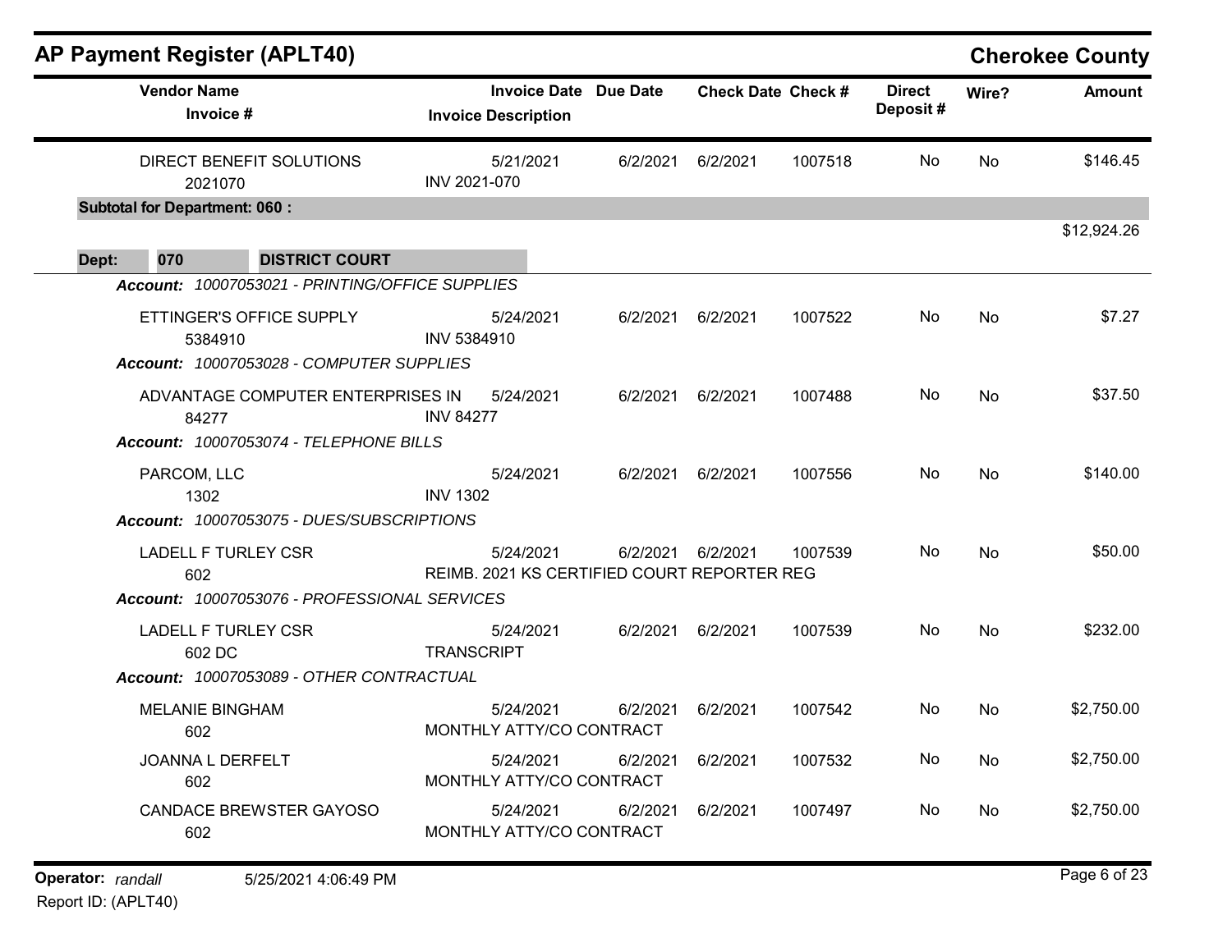# AP Payment Register (APLT40)

**Cherokee County**

| Vendor Name / Invoice # | Invoice Date / Invoice Description | Due Date | Check Date | Check # | Direct Deposit # | Wire? | Amount |
|---|---|---|---|---|---|---|---|
| DIRECT BENEFIT SOLUTIONS<br>2021070 | 5/21/2021<br>INV 2021-070 | 6/2/2021 | 6/2/2021 | 1007518 | No | No | $146.45 |
| **Subtotal for Department: 060 :** | | | | | | | $12,924.26 |

**Dept: 070 DISTRICT COURT**

*Account: 10007053021 - PRINTING/OFFICE SUPPLIES*

| Vendor Name / Invoice # | Invoice Date / Invoice Description | Due Date | Check Date | Check # | Direct Deposit # | Wire? | Amount |
|---|---|---|---|---|---|---|---|
| ETTINGER'S OFFICE SUPPLY<br>5384910 | 5/24/2021<br>INV 5384910 | 6/2/2021 | 6/2/2021 | 1007522 | No | No | $7.27 |

*Account: 10007053028 - COMPUTER SUPPLIES*

| Vendor Name / Invoice # | Invoice Date / Invoice Description | Due Date | Check Date | Check # | Direct Deposit # | Wire? | Amount |
|---|---|---|---|---|---|---|---|
| ADVANTAGE COMPUTER ENTERPRISES IN<br>84277 | 5/24/2021<br>INV 84277 | 6/2/2021 | 6/2/2021 | 1007488 | No | No | $37.50 |

*Account: 10007053074 - TELEPHONE BILLS*

| Vendor Name / Invoice # | Invoice Date / Invoice Description | Due Date | Check Date | Check # | Direct Deposit # | Wire? | Amount |
|---|---|---|---|---|---|---|---|
| PARCOM, LLC<br>1302 | 5/24/2021<br>INV 1302 | 6/2/2021 | 6/2/2021 | 1007556 | No | No | $140.00 |

*Account: 10007053075 - DUES/SUBSCRIPTIONS*

| Vendor Name / Invoice # | Invoice Date / Invoice Description | Due Date | Check Date | Check # | Direct Deposit # | Wire? | Amount |
|---|---|---|---|---|---|---|---|
| LADELL F TURLEY CSR<br>602 | 5/24/2021<br>REIMB. 2021 KS CERTIFIED COURT REPORTER REG | 6/2/2021 | 6/2/2021 | 1007539 | No | No | $50.00 |

*Account: 10007053076 - PROFESSIONAL SERVICES*

| Vendor Name / Invoice # | Invoice Date / Invoice Description | Due Date | Check Date | Check # | Direct Deposit # | Wire? | Amount |
|---|---|---|---|---|---|---|---|
| LADELL F TURLEY CSR<br>602 DC | 5/24/2021<br>TRANSCRIPT | 6/2/2021 | 6/2/2021 | 1007539 | No | No | $232.00 |

*Account: 10007053089 - OTHER CONTRACTUAL*

| Vendor Name / Invoice # | Invoice Date / Invoice Description | Due Date | Check Date | Check # | Direct Deposit # | Wire? | Amount |
|---|---|---|---|---|---|---|---|
| MELANIE BINGHAM<br>602 | 5/24/2021<br>MONTHLY ATTY/CO CONTRACT | 6/2/2021 | 6/2/2021 | 1007542 | No | No | $2,750.00 |
| JOANNA L DERFELT<br>602 | 5/24/2021<br>MONTHLY ATTY/CO CONTRACT | 6/2/2021 | 6/2/2021 | 1007532 | No | No | $2,750.00 |
| CANDACE BREWSTER GAYOSO<br>602 | 5/24/2021<br>MONTHLY ATTY/CO CONTRACT | 6/2/2021 | 6/2/2021 | 1007497 | No | No | $2,750.00 |

**Operator:** *randall* 5/25/2021 4:06:49 PM

Report ID: (APLT40)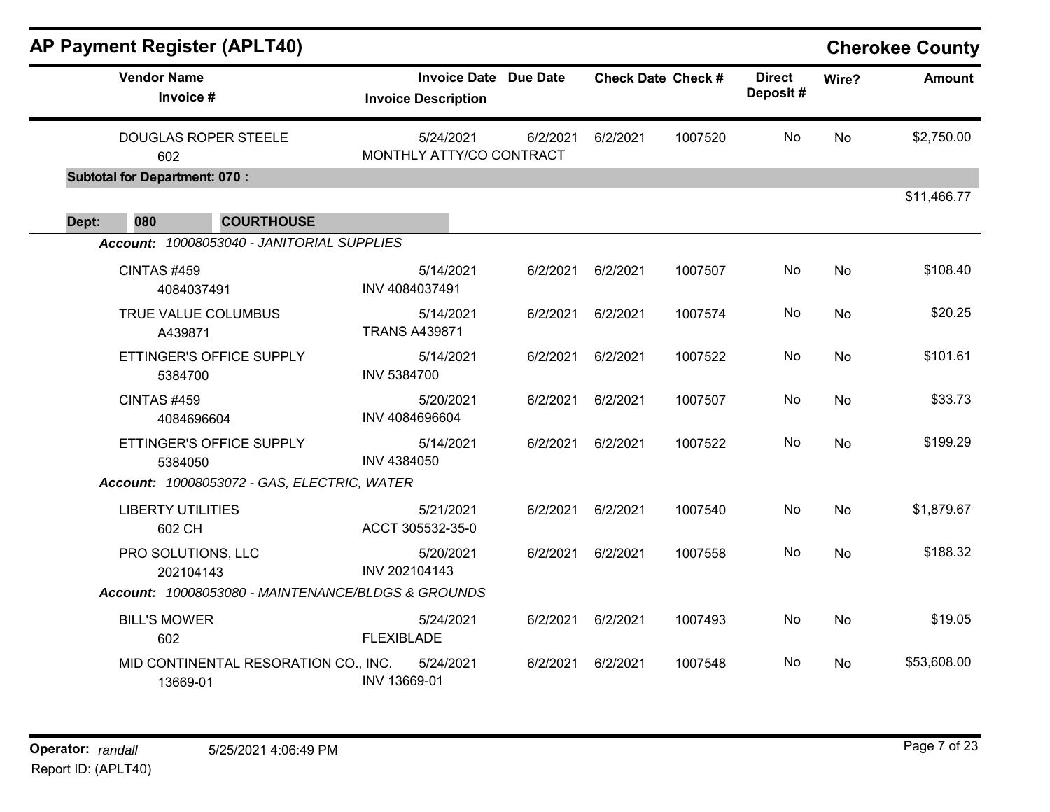## AP Payment Register (APLT40)

## Cherokee County

| Vendor Name<br>Invoice # | Invoice Date<br>Invoice Description | Due Date | Check Date | Check # | Direct Deposit # | Wire? | Amount |
|---|---|---|---|---|---|---|---|
| DOUGLAS ROPER STEELE<br>602 | 5/24/2021<br>MONTHLY ATTY/CO CONTRACT | 6/2/2021 | 6/2/2021 | 1007520 | No | No | $2,750.00 |
| **Subtotal for Department: 070 :** | | | | | | | $11,466.77 |
| **Dept: 080 COURTHOUSE** | | | | | | | |
| ***Account: 10008053040 - JANITORIAL SUPPLIES*** | | | | | | | |
| CINTAS #459<br>4084037491 | 5/14/2021<br>INV 4084037491 | 6/2/2021 | 6/2/2021 | 1007507 | No | No | $108.40 |
| TRUE VALUE COLUMBUS<br>A439871 | 5/14/2021<br>TRANS A439871 | 6/2/2021 | 6/2/2021 | 1007574 | No | No | $20.25 |
| ETTINGER'S OFFICE SUPPLY<br>5384700 | 5/14/2021<br>INV 5384700 | 6/2/2021 | 6/2/2021 | 1007522 | No | No | $101.61 |
| CINTAS #459<br>4084696604 | 5/20/2021<br>INV 4084696604 | 6/2/2021 | 6/2/2021 | 1007507 | No | No | $33.73 |
| ETTINGER'S OFFICE SUPPLY<br>5384050 | 5/14/2021<br>INV 4384050 | 6/2/2021 | 6/2/2021 | 1007522 | No | No | $199.29 |
| ***Account: 10008053072 - GAS, ELECTRIC, WATER*** | | | | | | | |
| LIBERTY UTILITIES<br>602 CH | 5/21/2021<br>ACCT 305532-35-0 | 6/2/2021 | 6/2/2021 | 1007540 | No | No | $1,879.67 |
| PRO SOLUTIONS, LLC<br>202104143 | 5/20/2021<br>INV 202104143 | 6/2/2021 | 6/2/2021 | 1007558 | No | No | $188.32 |
| ***Account: 10008053080 - MAINTENANCE/BLDGS & GROUNDS*** | | | | | | | |
| BILL'S MOWER<br>602 | 5/24/2021<br>FLEXIBLADE | 6/2/2021 | 6/2/2021 | 1007493 | No | No | $19.05 |
| MID CONTINENTAL RESORATION CO., INC.<br>13669-01 | 5/24/2021<br>INV 13669-01 | 6/2/2021 | 6/2/2021 | 1007548 | No | No | $53,608.00 |

Operator: *randall* 5/25/2021 4:06:49 PM
Report ID: (APLT40)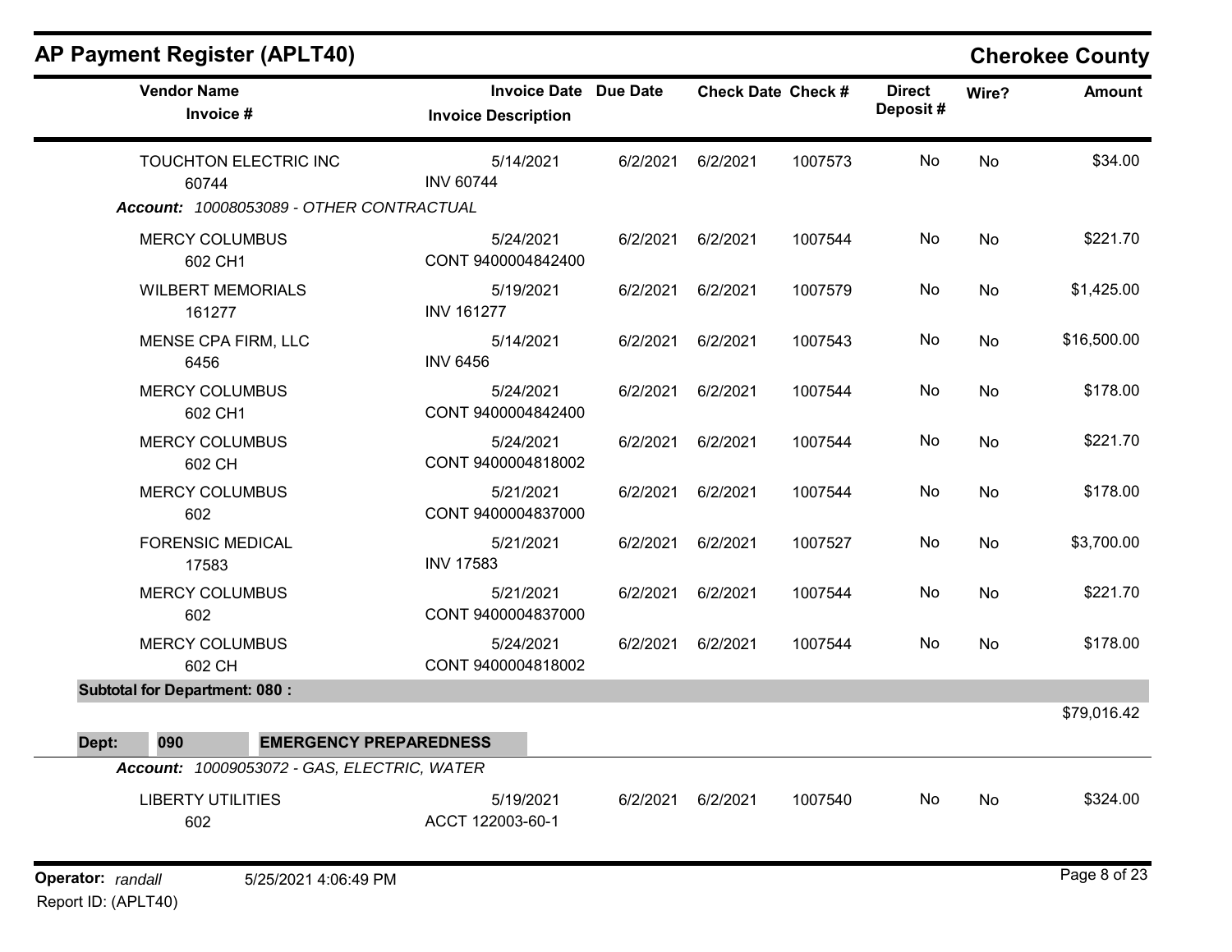# AP Payment Register (APLT40)

## Cherokee County

| Vendor Name / Invoice # | Invoice Date / Invoice Description | Due Date | Check Date | Check # | Direct Deposit # | Wire? | Amount |
|---|---|---|---|---|---|---|---|
| TOUCHTON ELECTRIC INC<br>60744 | 5/14/2021<br>INV 60744 | 6/2/2021 | 6/2/2021 | 1007573 | No | No | $34.00 |
| ***Account:*** *10008053089 - OTHER CONTRACTUAL* | | | | | | | |
| MERCY COLUMBUS<br>602 CH1 | 5/24/2021<br>CONT 9400004842400 | 6/2/2021 | 6/2/2021 | 1007544 | No | No | $221.70 |
| WILBERT MEMORIALS<br>161277 | 5/19/2021<br>INV 161277 | 6/2/2021 | 6/2/2021 | 1007579 | No | No | $1,425.00 |
| MENSE CPA FIRM, LLC<br>6456 | 5/14/2021<br>INV 6456 | 6/2/2021 | 6/2/2021 | 1007543 | No | No | $16,500.00 |
| MERCY COLUMBUS<br>602 CH1 | 5/24/2021<br>CONT 9400004842400 | 6/2/2021 | 6/2/2021 | 1007544 | No | No | $178.00 |
| MERCY COLUMBUS<br>602 CH | 5/24/2021<br>CONT 9400004818002 | 6/2/2021 | 6/2/2021 | 1007544 | No | No | $221.70 |
| MERCY COLUMBUS<br>602 | 5/21/2021<br>CONT 9400004837000 | 6/2/2021 | 6/2/2021 | 1007544 | No | No | $178.00 |
| FORENSIC MEDICAL<br>17583 | 5/21/2021<br>INV 17583 | 6/2/2021 | 6/2/2021 | 1007527 | No | No | $3,700.00 |
| MERCY COLUMBUS<br>602 | 5/21/2021<br>CONT 9400004837000 | 6/2/2021 | 6/2/2021 | 1007544 | No | No | $221.70 |
| MERCY COLUMBUS<br>602 CH | 5/24/2021<br>CONT 9400004818002 | 6/2/2021 | 6/2/2021 | 1007544 | No | No | $178.00 |
| **Subtotal for Department: 080 :** | | | | | | | $79,016.42 |
| **Dept: 090 EMERGENCY PREPAREDNESS** | | | | | | | |
| ***Account:*** *10009053072 - GAS, ELECTRIC, WATER* | | | | | | | |
| LIBERTY UTILITIES<br>602 | 5/19/2021<br>ACCT 122003-60-1 | 6/2/2021 | 6/2/2021 | 1007540 | No | No | $324.00 |

**Operator:** *randall* 5/25/2021 4:06:49 PM

Report ID: (APLT40)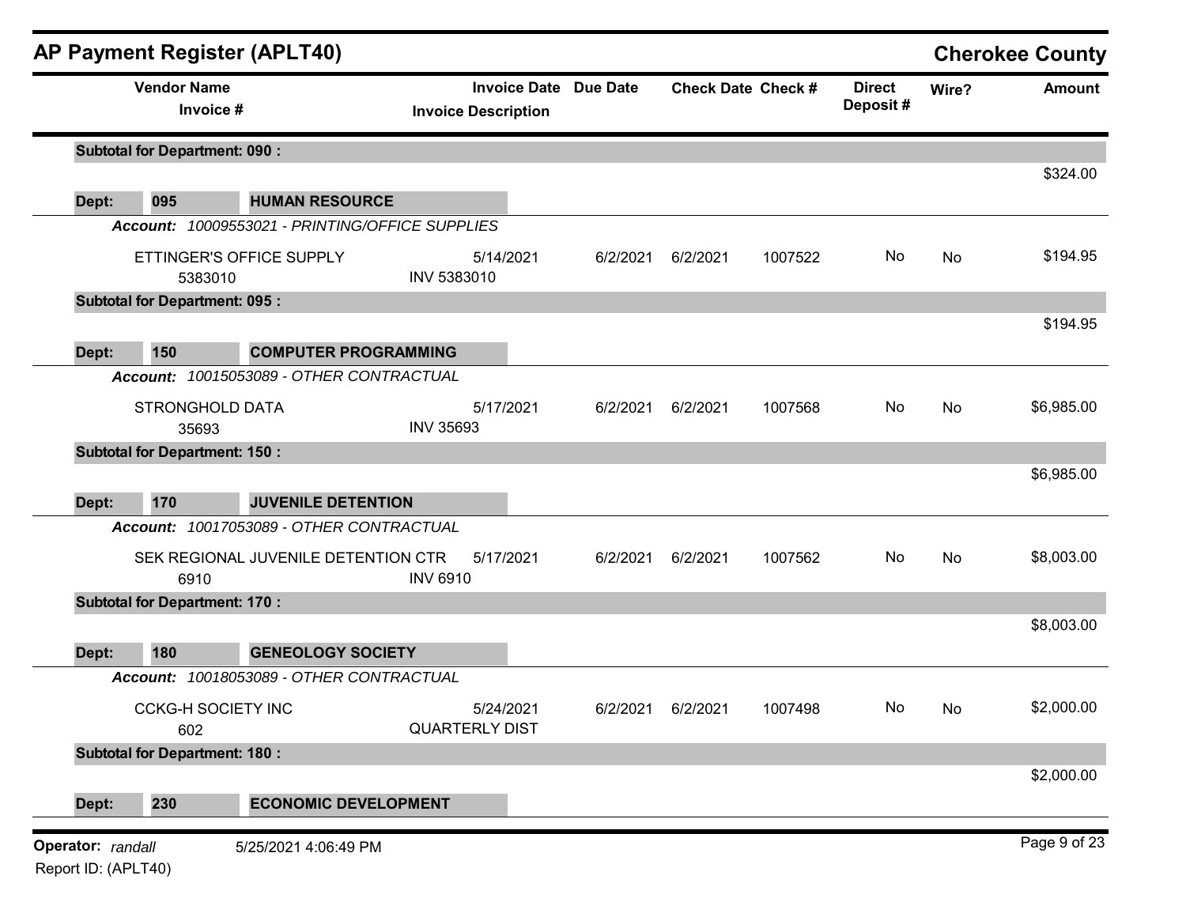# AP Payment Register (APLT40)

## Cherokee County

| Vendor Name / Invoice # | Invoice Date / Invoice Description | Due Date | Check Date | Check # | Direct Deposit # | Wire? | Amount |
|---|---|---|---|---|---|---|---|
| **Subtotal for Department: 090 :** | | | | | | | $324.00 |
| **Dept: 095 HUMAN RESOURCE** | | | | | | | |
| ***Account: 10009553021 - PRINTING/OFFICE SUPPLIES*** | | | | | | | |
| ETTINGER'S OFFICE SUPPLY<br>5383010 | 5/14/2021<br>INV 5383010 | 6/2/2021 | 6/2/2021 | 1007522 | No | No | $194.95 |
| **Subtotal for Department: 095 :** | | | | | | | $194.95 |
| **Dept: 150 COMPUTER PROGRAMMING** | | | | | | | |
| ***Account: 10015053089 - OTHER CONTRACTUAL*** | | | | | | | |
| STRONGHOLD DATA<br>35693 | 5/17/2021<br>INV 35693 | 6/2/2021 | 6/2/2021 | 1007568 | No | No | $6,985.00 |
| **Subtotal for Department: 150 :** | | | | | | | $6,985.00 |
| **Dept: 170 JUVENILE DETENTION** | | | | | | | |
| ***Account: 10017053089 - OTHER CONTRACTUAL*** | | | | | | | |
| SEK REGIONAL JUVENILE DETENTION CTR<br>6910 | 5/17/2021<br>INV 6910 | 6/2/2021 | 6/2/2021 | 1007562 | No | No | $8,003.00 |
| **Subtotal for Department: 170 :** | | | | | | | $8,003.00 |
| **Dept: 180 GENEOLOGY SOCIETY** | | | | | | | |
| ***Account: 10018053089 - OTHER CONTRACTUAL*** | | | | | | | |
| CCKG-H SOCIETY INC<br>602 | 5/24/2021<br>QUARTERLY DIST | 6/2/2021 | 6/2/2021 | 1007498 | No | No | $2,000.00 |
| **Subtotal for Department: 180 :** | | | | | | | $2,000.00 |
| **Dept: 230 ECONOMIC DEVELOPMENT** | | | | | | | |

Operator: *randall* 5/25/2021 4:06:49 PM

Report ID: (APLT40)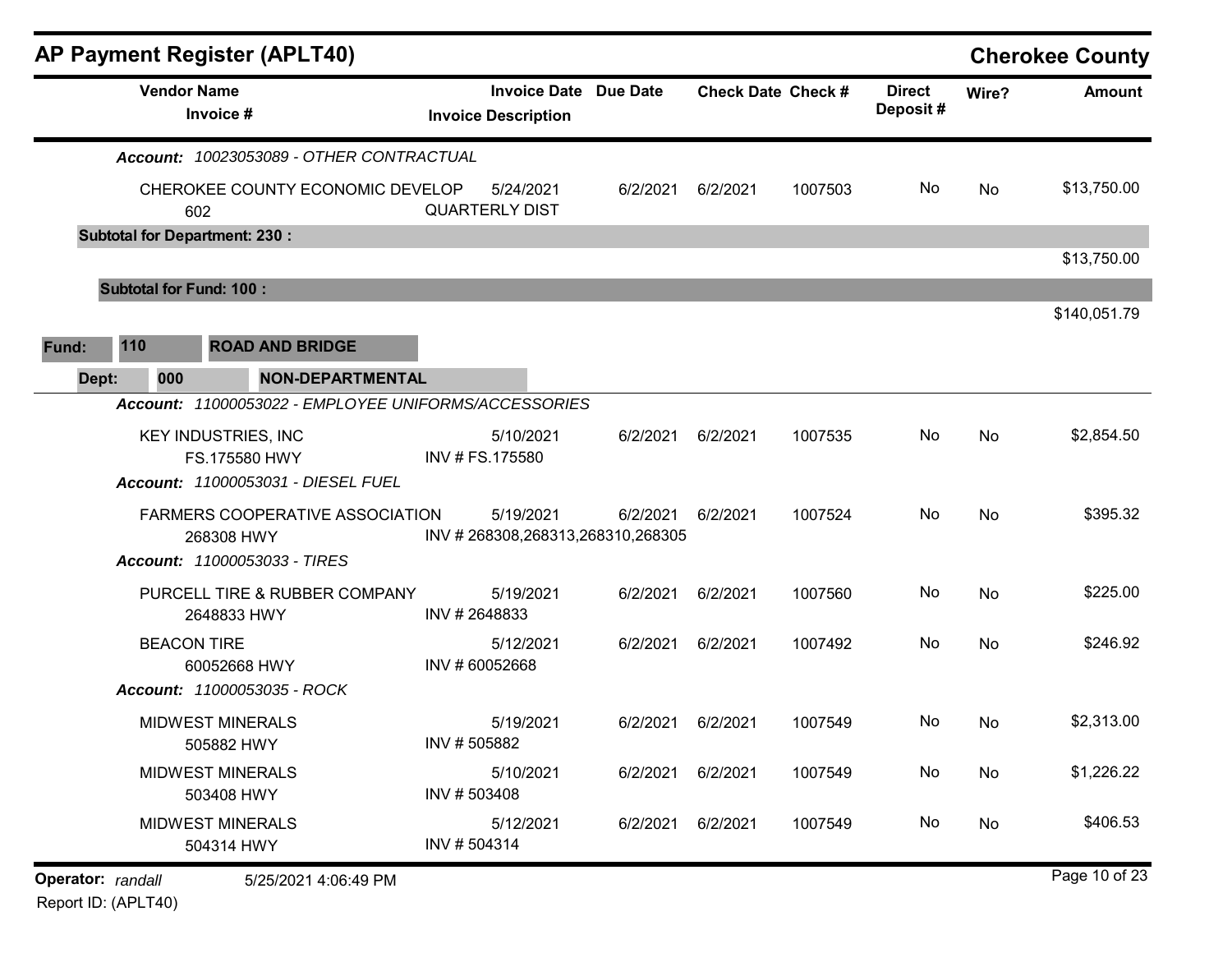## AP Payment Register (APLT40)

**Cherokee County**

| Vendor Name / Invoice # | Invoice Date / Invoice Description | Due Date | Check Date | Check # | Direct Deposit # | Wire? | Amount |
|---|---|---|---|---|---|---|---|
| ***Account:*** *10023053089 - OTHER CONTRACTUAL* | | | | | | | |
| CHEROKEE COUNTY ECONOMIC DEVELOP<br>602 | 5/24/2021<br>QUARTERLY DIST | 6/2/2021 | 6/2/2021 | 1007503 | No | No | $13,750.00 |
| **Subtotal for Department: 230 :** | | | | | | | $13,750.00 |
| **Subtotal for Fund: 100 :** | | | | | | | $140,051.79 |

**Fund:** 110 **ROAD AND BRIDGE**

**Dept:** 000 **NON-DEPARTMENTAL**

| Vendor Name / Invoice # | Invoice Date / Invoice Description | Due Date | Check Date | Check # | Direct Deposit # | Wire? | Amount |
|---|---|---|---|---|---|---|---|
| ***Account:*** *11000053022 - EMPLOYEE UNIFORMS/ACCESSORIES* | | | | | | | |
| KEY INDUSTRIES, INC<br>FS.175580 HWY | 5/10/2021<br>INV # FS.175580 | 6/2/2021 | 6/2/2021 | 1007535 | No | No | $2,854.50 |
| ***Account:*** *11000053031 - DIESEL FUEL* | | | | | | | |
| FARMERS COOPERATIVE ASSOCIATION<br>268308 HWY | 5/19/2021<br>INV # 268308,268313,268310,268305 | 6/2/2021 | 6/2/2021 | 1007524 | No | No | $395.32 |
| ***Account:*** *11000053033 - TIRES* | | | | | | | |
| PURCELL TIRE & RUBBER COMPANY<br>2648833 HWY | 5/19/2021<br>INV # 2648833 | 6/2/2021 | 6/2/2021 | 1007560 | No | No | $225.00 |
| BEACON TIRE<br>60052668 HWY | 5/12/2021<br>INV # 60052668 | 6/2/2021 | 6/2/2021 | 1007492 | No | No | $246.92 |
| ***Account:*** *11000053035 - ROCK* | | | | | | | |
| MIDWEST MINERALS<br>505882 HWY | 5/19/2021<br>INV # 505882 | 6/2/2021 | 6/2/2021 | 1007549 | No | No | $2,313.00 |
| MIDWEST MINERALS<br>503408 HWY | 5/10/2021<br>INV # 503408 | 6/2/2021 | 6/2/2021 | 1007549 | No | No | $1,226.22 |
| MIDWEST MINERALS<br>504314 HWY | 5/12/2021<br>INV # 504314 | 6/2/2021 | 6/2/2021 | 1007549 | No | No | $406.53 |

**Operator:** *randall* 5/25/2021 4:06:49 PM

Report ID: (APLT40)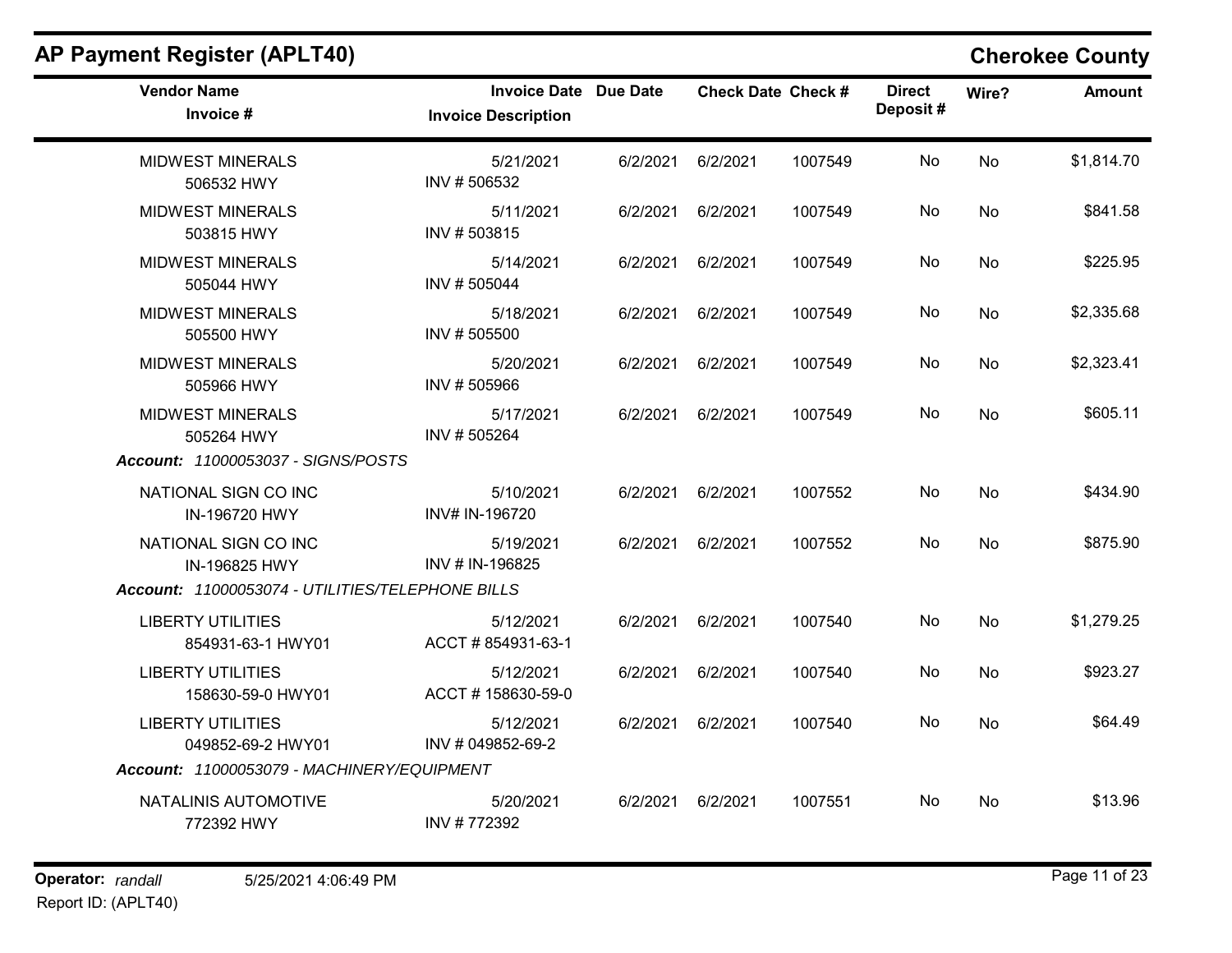## AP Payment Register (APLT40)

**Cherokee County**

| Vendor Name<br>Invoice # | Invoice Date<br>Invoice Description | Due Date | Check Date | Check # | Direct Deposit # | Wire? | Amount |
|---|---|---|---|---|---|---|---|
| MIDWEST MINERALS<br>506532 HWY | 5/21/2021<br>INV # 506532 | 6/2/2021 | 6/2/2021 | 1007549 | No | No | $1,814.70 |
| MIDWEST MINERALS<br>503815 HWY | 5/11/2021<br>INV # 503815 | 6/2/2021 | 6/2/2021 | 1007549 | No | No | $841.58 |
| MIDWEST MINERALS<br>505044 HWY | 5/14/2021<br>INV # 505044 | 6/2/2021 | 6/2/2021 | 1007549 | No | No | $225.95 |
| MIDWEST MINERALS<br>505500 HWY | 5/18/2021<br>INV # 505500 | 6/2/2021 | 6/2/2021 | 1007549 | No | No | $2,335.68 |
| MIDWEST MINERALS<br>505966 HWY | 5/20/2021<br>INV # 505966 | 6/2/2021 | 6/2/2021 | 1007549 | No | No | $2,323.41 |
| MIDWEST MINERALS<br>505264 HWY | 5/17/2021<br>INV # 505264 | 6/2/2021 | 6/2/2021 | 1007549 | No | No | $605.11 |
| ***Account:** 11000053037 - SIGNS/POSTS* | | | | | | | |
| NATIONAL SIGN CO INC<br>IN-196720 HWY | 5/10/2021<br>INV# IN-196720 | 6/2/2021 | 6/2/2021 | 1007552 | No | No | $434.90 |
| NATIONAL SIGN CO INC<br>IN-196825 HWY | 5/19/2021<br>INV # IN-196825 | 6/2/2021 | 6/2/2021 | 1007552 | No | No | $875.90 |
| ***Account:** 11000053074 - UTILITIES/TELEPHONE BILLS* | | | | | | | |
| LIBERTY UTILITIES<br>854931-63-1 HWY01 | 5/12/2021<br>ACCT # 854931-63-1 | 6/2/2021 | 6/2/2021 | 1007540 | No | No | $1,279.25 |
| LIBERTY UTILITIES<br>158630-59-0 HWY01 | 5/12/2021<br>ACCT # 158630-59-0 | 6/2/2021 | 6/2/2021 | 1007540 | No | No | $923.27 |
| LIBERTY UTILITIES<br>049852-69-2 HWY01 | 5/12/2021<br>INV # 049852-69-2 | 6/2/2021 | 6/2/2021 | 1007540 | No | No | $64.49 |
| ***Account:** 11000053079 - MACHINERY/EQUIPMENT* | | | | | | | |
| NATALINIS AUTOMOTIVE<br>772392 HWY | 5/20/2021<br>INV # 772392 | 6/2/2021 | 6/2/2021 | 1007551 | No | No | $13.96 |

**Operator:** *randall* 5/25/2021 4:06:49 PM

Report ID: (APLT40)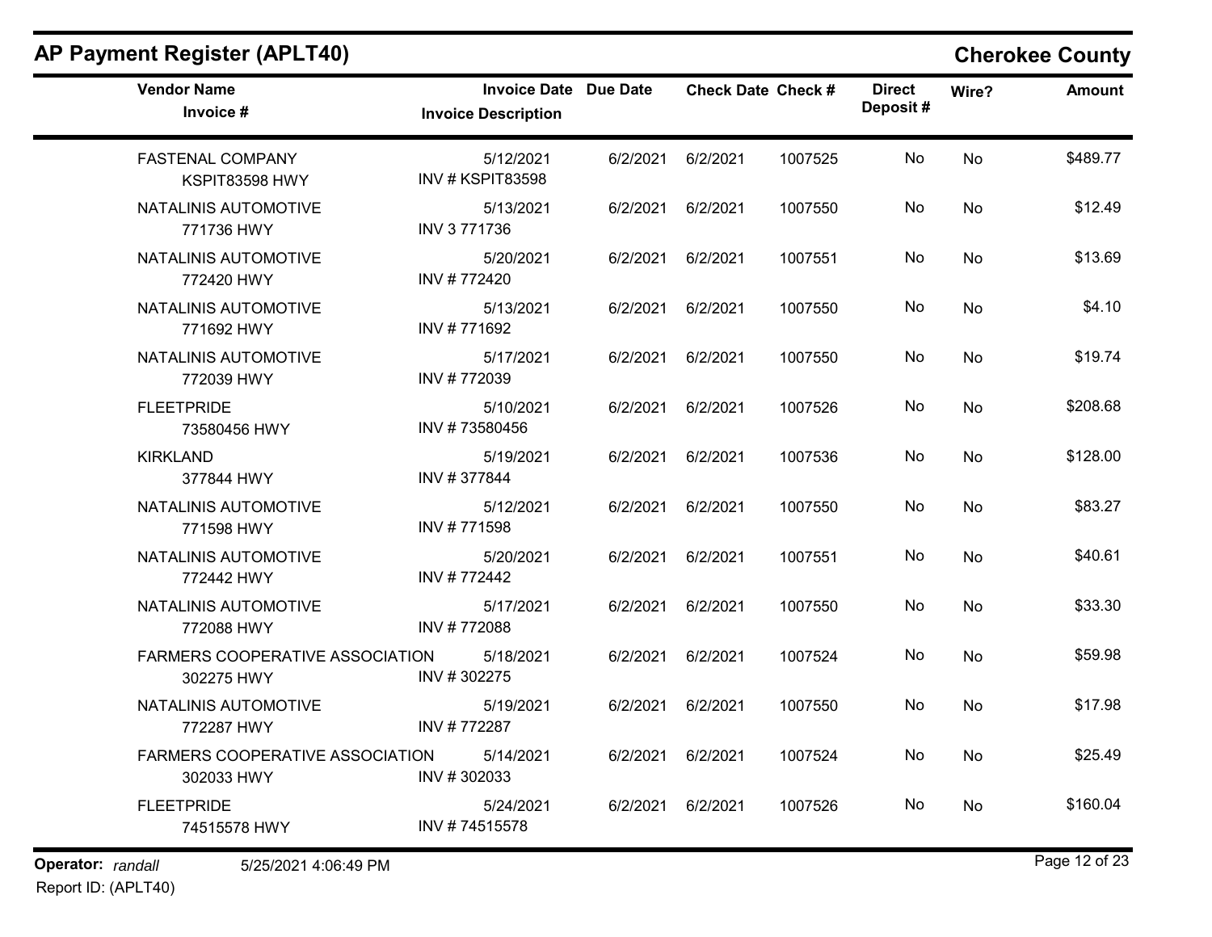## AP Payment Register (APLT40)

## Cherokee County

| Vendor Name / Invoice # | Invoice Date / Invoice Description | Due Date | Check Date | Check # | Direct Deposit # | Wire? | Amount |
|---|---|---|---|---|---|---|---|
| FASTENAL COMPANY<br>KSPIT83598 HWY | 5/12/2021<br>INV # KSPIT83598 | 6/2/2021 | 6/2/2021 | 1007525 | No | No | $489.77 |
| NATALINIS AUTOMOTIVE<br>771736 HWY | 5/13/2021<br>INV 3 771736 | 6/2/2021 | 6/2/2021 | 1007550 | No | No | $12.49 |
| NATALINIS AUTOMOTIVE<br>772420 HWY | 5/20/2021<br>INV # 772420 | 6/2/2021 | 6/2/2021 | 1007551 | No | No | $13.69 |
| NATALINIS AUTOMOTIVE<br>771692 HWY | 5/13/2021<br>INV # 771692 | 6/2/2021 | 6/2/2021 | 1007550 | No | No | $4.10 |
| NATALINIS AUTOMOTIVE<br>772039 HWY | 5/17/2021<br>INV # 772039 | 6/2/2021 | 6/2/2021 | 1007550 | No | No | $19.74 |
| FLEETPRIDE<br>73580456 HWY | 5/10/2021<br>INV # 73580456 | 6/2/2021 | 6/2/2021 | 1007526 | No | No | $208.68 |
| KIRKLAND<br>377844 HWY | 5/19/2021<br>INV # 377844 | 6/2/2021 | 6/2/2021 | 1007536 | No | No | $128.00 |
| NATALINIS AUTOMOTIVE<br>771598 HWY | 5/12/2021<br>INV # 771598 | 6/2/2021 | 6/2/2021 | 1007550 | No | No | $83.27 |
| NATALINIS AUTOMOTIVE<br>772442 HWY | 5/20/2021<br>INV # 772442 | 6/2/2021 | 6/2/2021 | 1007551 | No | No | $40.61 |
| NATALINIS AUTOMOTIVE<br>772088 HWY | 5/17/2021<br>INV # 772088 | 6/2/2021 | 6/2/2021 | 1007550 | No | No | $33.30 |
| FARMERS COOPERATIVE ASSOCIATION<br>302275 HWY | 5/18/2021<br>INV # 302275 | 6/2/2021 | 6/2/2021 | 1007524 | No | No | $59.98 |
| NATALINIS AUTOMOTIVE<br>772287 HWY | 5/19/2021<br>INV # 772287 | 6/2/2021 | 6/2/2021 | 1007550 | No | No | $17.98 |
| FARMERS COOPERATIVE ASSOCIATION<br>302033 HWY | 5/14/2021<br>INV # 302033 | 6/2/2021 | 6/2/2021 | 1007524 | No | No | $25.49 |
| FLEETPRIDE<br>74515578 HWY | 5/24/2021<br>INV # 74515578 | 6/2/2021 | 6/2/2021 | 1007526 | No | No | $160.04 |

**Operator:** *randall* 5/25/2021 4:06:49 PM

Report ID: (APLT40)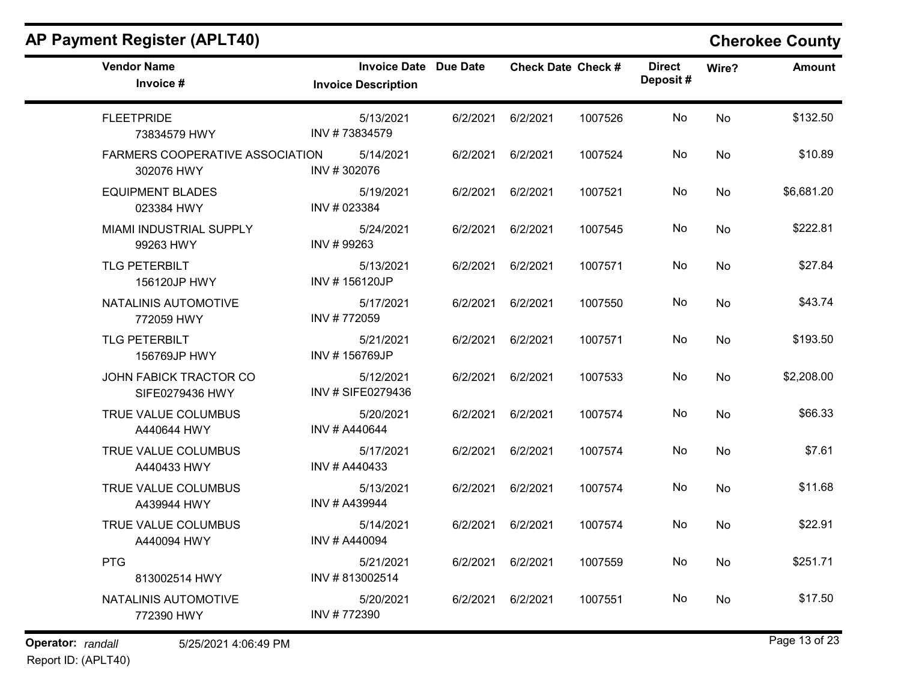## AP Payment Register (APLT40)

**Cherokee County**

| Vendor Name / Invoice # | Invoice Date / Invoice Description | Due Date | Check Date | Check # | Direct Deposit # | Wire? | Amount |
|---|---|---|---|---|---|---|---|
| FLEETPRIDE<br>73834579 HWY | 5/13/2021<br>INV # 73834579 | 6/2/2021 | 6/2/2021 | 1007526 | No | No | $132.50 |
| FARMERS COOPERATIVE ASSOCIATION<br>302076 HWY | 5/14/2021<br>INV # 302076 | 6/2/2021 | 6/2/2021 | 1007524 | No | No | $10.89 |
| EQUIPMENT BLADES<br>023384 HWY | 5/19/2021<br>INV # 023384 | 6/2/2021 | 6/2/2021 | 1007521 | No | No | $6,681.20 |
| MIAMI INDUSTRIAL SUPPLY<br>99263 HWY | 5/24/2021<br>INV # 99263 | 6/2/2021 | 6/2/2021 | 1007545 | No | No | $222.81 |
| TLG PETERBILT<br>156120JP HWY | 5/13/2021<br>INV # 156120JP | 6/2/2021 | 6/2/2021 | 1007571 | No | No | $27.84 |
| NATALINIS AUTOMOTIVE<br>772059 HWY | 5/17/2021<br>INV # 772059 | 6/2/2021 | 6/2/2021 | 1007550 | No | No | $43.74 |
| TLG PETERBILT<br>156769JP HWY | 5/21/2021<br>INV # 156769JP | 6/2/2021 | 6/2/2021 | 1007571 | No | No | $193.50 |
| JOHN FABICK TRACTOR CO<br>SIFE0279436 HWY | 5/12/2021<br>INV # SIFE0279436 | 6/2/2021 | 6/2/2021 | 1007533 | No | No | $2,208.00 |
| TRUE VALUE COLUMBUS<br>A440644 HWY | 5/20/2021<br>INV # A440644 | 6/2/2021 | 6/2/2021 | 1007574 | No | No | $66.33 |
| TRUE VALUE COLUMBUS<br>A440433 HWY | 5/17/2021<br>INV # A440433 | 6/2/2021 | 6/2/2021 | 1007574 | No | No | $7.61 |
| TRUE VALUE COLUMBUS<br>A439944 HWY | 5/13/2021<br>INV # A439944 | 6/2/2021 | 6/2/2021 | 1007574 | No | No | $11.68 |
| TRUE VALUE COLUMBUS<br>A440094 HWY | 5/14/2021<br>INV # A440094 | 6/2/2021 | 6/2/2021 | 1007574 | No | No | $22.91 |
| PTG<br>813002514 HWY | 5/21/2021<br>INV # 813002514 | 6/2/2021 | 6/2/2021 | 1007559 | No | No | $251.71 |
| NATALINIS AUTOMOTIVE<br>772390 HWY | 5/20/2021<br>INV # 772390 | 6/2/2021 | 6/2/2021 | 1007551 | No | No | $17.50 |

**Operator:** *randall* 5/25/2021 4:06:49 PM
Report ID: (APLT40)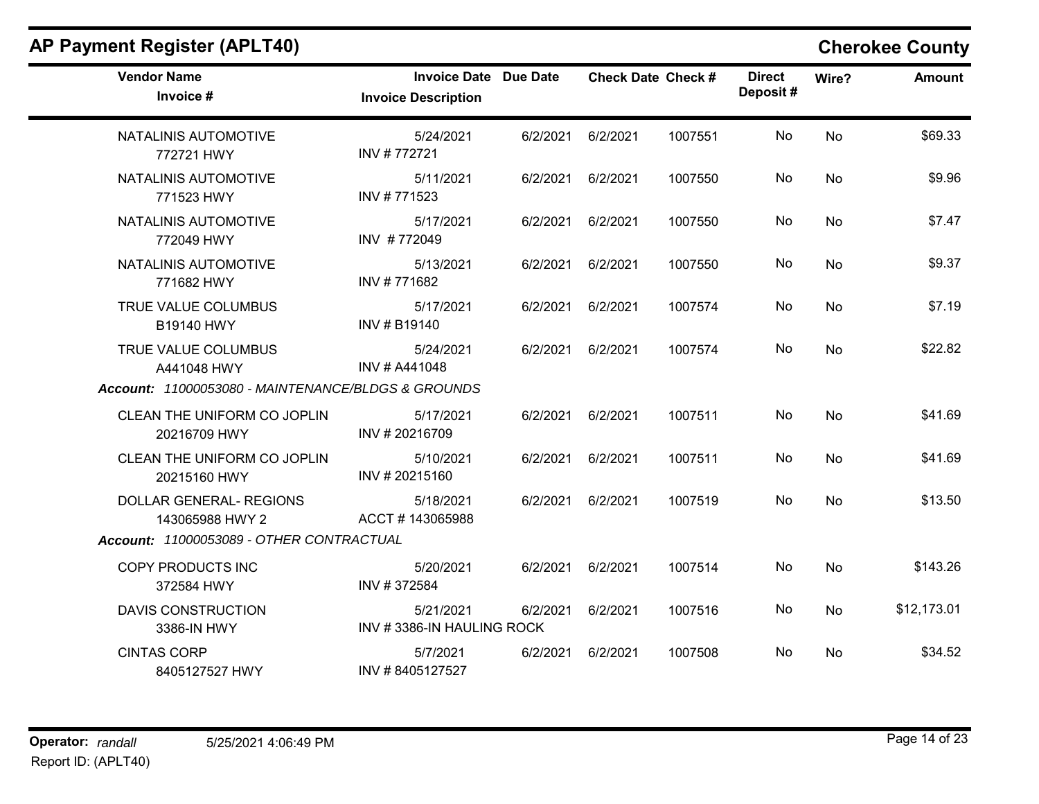## AP Payment Register (APLT40)

**Cherokee County**

| Vendor Name / Invoice # | Invoice Date / Invoice Description | Due Date | Check Date | Check # | Direct Deposit # | Wire? | Amount |
|---|---|---|---|---|---|---|---|
| NATALINIS AUTOMOTIVE<br>772721 HWY | 5/24/2021<br>INV # 772721 | 6/2/2021 | 6/2/2021 | 1007551 | No | No | $69.33 |
| NATALINIS AUTOMOTIVE<br>771523 HWY | 5/11/2021<br>INV # 771523 | 6/2/2021 | 6/2/2021 | 1007550 | No | No | $9.96 |
| NATALINIS AUTOMOTIVE<br>772049 HWY | 5/17/2021<br>INV # 772049 | 6/2/2021 | 6/2/2021 | 1007550 | No | No | $7.47 |
| NATALINIS AUTOMOTIVE<br>771682 HWY | 5/13/2021<br>INV # 771682 | 6/2/2021 | 6/2/2021 | 1007550 | No | No | $9.37 |
| TRUE VALUE COLUMBUS<br>B19140 HWY | 5/17/2021<br>INV # B19140 | 6/2/2021 | 6/2/2021 | 1007574 | No | No | $7.19 |
| TRUE VALUE COLUMBUS<br>A441048 HWY | 5/24/2021<br>INV # A441048 | 6/2/2021 | 6/2/2021 | 1007574 | No | No | $22.82 |
| ***Account:*** *11000053080 - MAINTENANCE/BLDGS & GROUNDS* | | | | | | | |
| CLEAN THE UNIFORM CO JOPLIN<br>20216709 HWY | 5/17/2021<br>INV # 20216709 | 6/2/2021 | 6/2/2021 | 1007511 | No | No | $41.69 |
| CLEAN THE UNIFORM CO JOPLIN<br>20215160 HWY | 5/10/2021<br>INV # 20215160 | 6/2/2021 | 6/2/2021 | 1007511 | No | No | $41.69 |
| DOLLAR GENERAL- REGIONS<br>143065988 HWY 2 | 5/18/2021<br>ACCT # 143065988 | 6/2/2021 | 6/2/2021 | 1007519 | No | No | $13.50 |
| ***Account:*** *11000053089 - OTHER CONTRACTUAL* | | | | | | | |
| COPY PRODUCTS INC<br>372584 HWY | 5/20/2021<br>INV # 372584 | 6/2/2021 | 6/2/2021 | 1007514 | No | No | $143.26 |
| DAVIS CONSTRUCTION<br>3386-IN HWY | 5/21/2021<br>INV # 3386-IN HAULING ROCK | 6/2/2021 | 6/2/2021 | 1007516 | No | No | $12,173.01 |
| CINTAS CORP<br>8405127527 HWY | 5/7/2021<br>INV # 8405127527 | 6/2/2021 | 6/2/2021 | 1007508 | No | No | $34.52 |

**Operator:** *randall* 5/25/2021 4:06:49 PM
Report ID: (APLT40)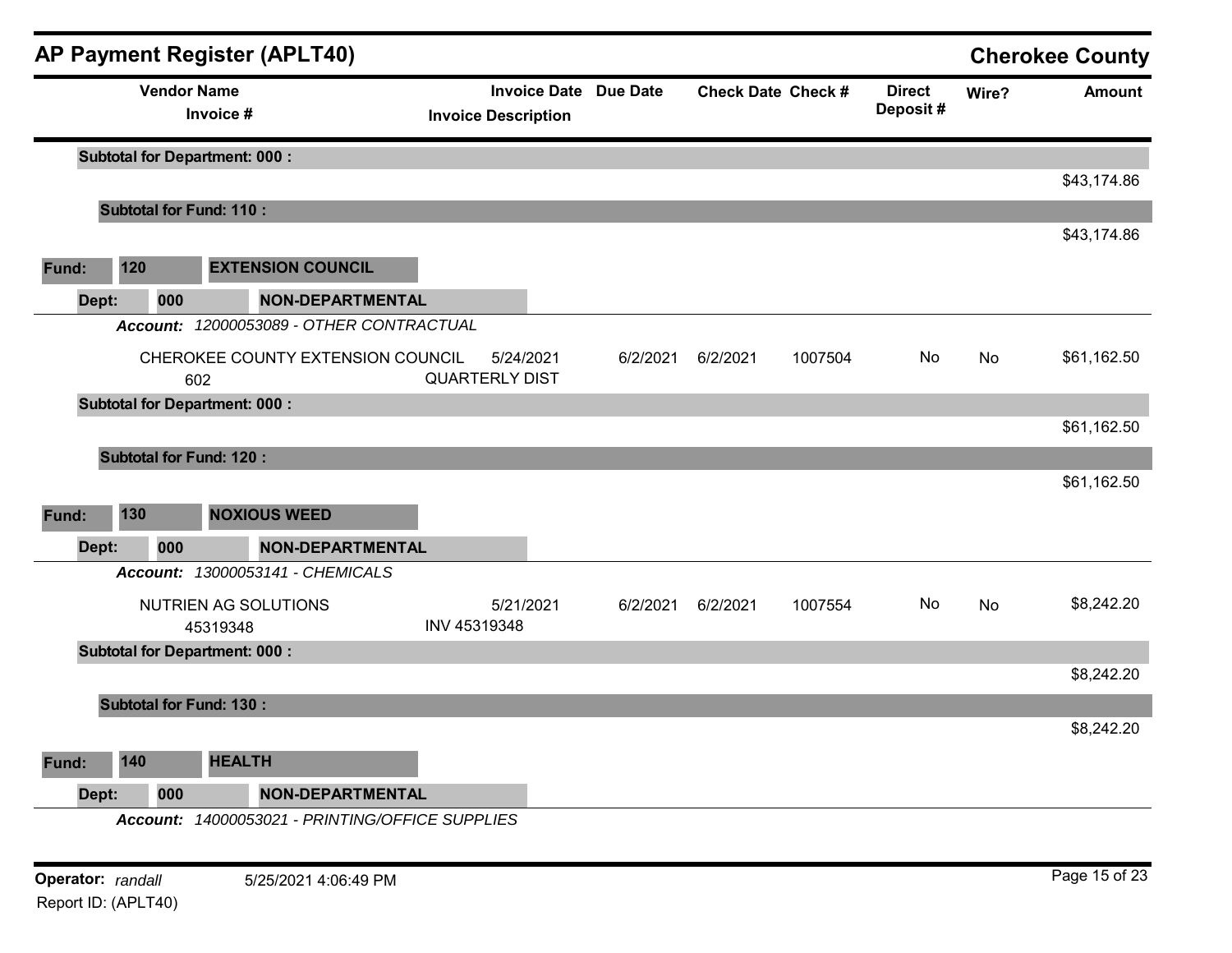## AP Payment Register (APLT40)

**Cherokee County**

| Vendor Name / Invoice # | Invoice Date / Invoice Description | Due Date | Check Date | Check # | Direct Deposit # | Wire? | Amount |
|---|---|---|---|---|---|---|---|
| **Subtotal for Department: 000 :** | | | | | | | $43,174.86 |
| **Subtotal for Fund: 110 :** | | | | | | | $43,174.86 |

**Fund: 120 EXTENSION COUNCIL**

**Dept: 000 NON-DEPARTMENTAL**

***Account:*** *12000053089 - OTHER CONTRACTUAL*

| Vendor Name / Invoice # | Invoice Date / Invoice Description | Due Date | Check Date | Check # | Direct Deposit # | Wire? | Amount |
|---|---|---|---|---|---|---|---|
| CHEROKEE COUNTY EXTENSION COUNCIL / 602 | 5/24/2021 / QUARTERLY DIST | 6/2/2021 | 6/2/2021 | 1007504 | No | No | $61,162.50 |
| **Subtotal for Department: 000 :** | | | | | | | $61,162.50 |
| **Subtotal for Fund: 120 :** | | | | | | | $61,162.50 |

**Fund: 130 NOXIOUS WEED**

**Dept: 000 NON-DEPARTMENTAL**

***Account:*** *13000053141 - CHEMICALS*

| Vendor Name / Invoice # | Invoice Date / Invoice Description | Due Date | Check Date | Check # | Direct Deposit # | Wire? | Amount |
|---|---|---|---|---|---|---|---|
| NUTRIEN AG SOLUTIONS / 45319348 | 5/21/2021 / INV 45319348 | 6/2/2021 | 6/2/2021 | 1007554 | No | No | $8,242.20 |
| **Subtotal for Department: 000 :** | | | | | | | $8,242.20 |
| **Subtotal for Fund: 130 :** | | | | | | | $8,242.20 |

**Fund: 140 HEALTH**

**Dept: 000 NON-DEPARTMENTAL**

***Account:*** *14000053021 - PRINTING/OFFICE SUPPLIES*

Operator: *randall* 5/25/2021 4:06:49 PM

Report ID: (APLT40)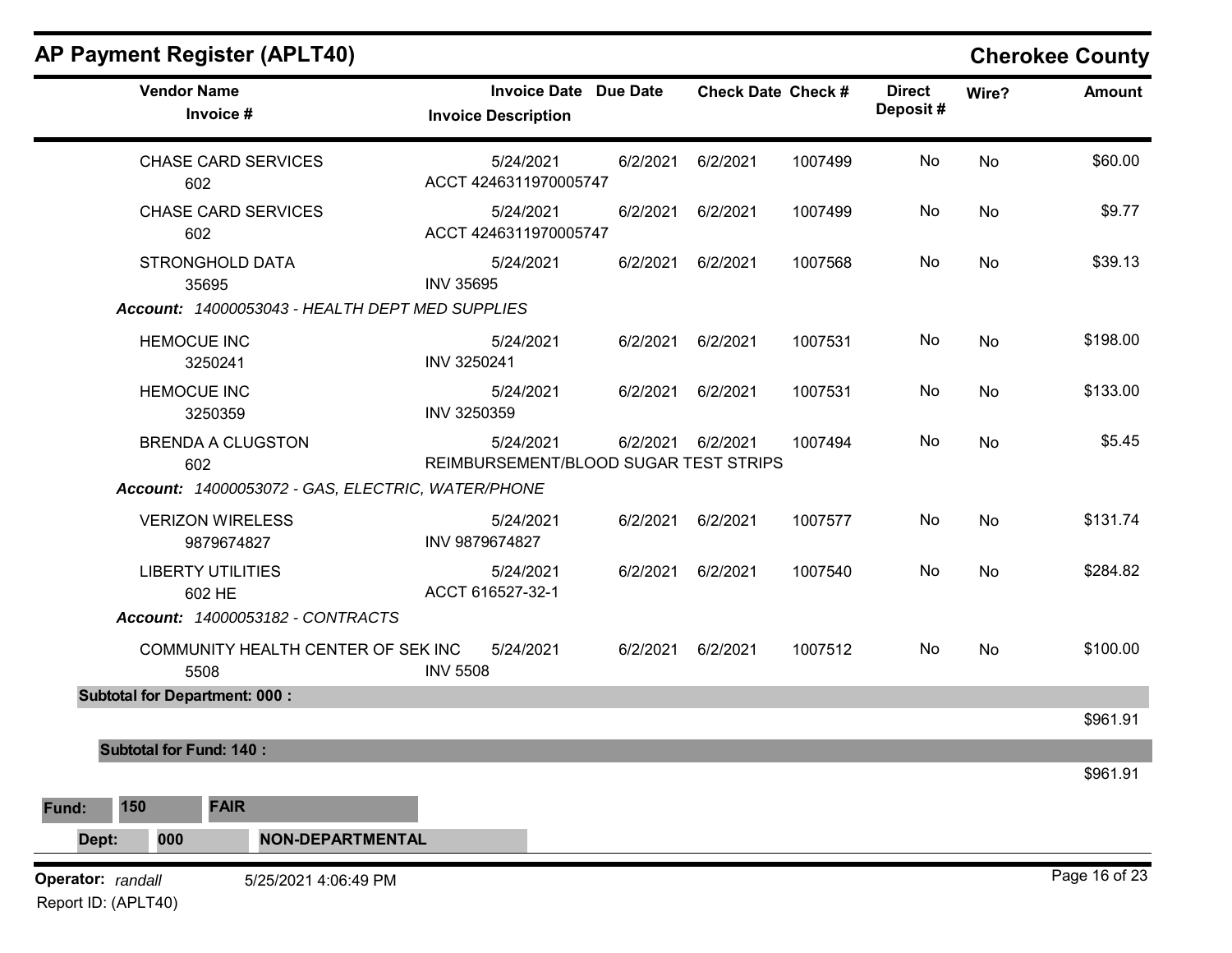## AP Payment Register (APLT40)

**Cherokee County**

| Vendor Name / Invoice # | Invoice Date / Invoice Description | Due Date | Check Date | Check # | Direct Deposit # | Wire? | Amount |
|---|---|---|---|---|---|---|---|
| CHASE CARD SERVICES<br>602 | 5/24/2021<br>ACCT 4246311970005747 | 6/2/2021 | 6/2/2021 | 1007499 | No | No | $60.00 |
| CHASE CARD SERVICES<br>602 | 5/24/2021<br>ACCT 4246311970005747 | 6/2/2021 | 6/2/2021 | 1007499 | No | No | $9.77 |
| STRONGHOLD DATA<br>35695 | 5/24/2021<br>INV 35695 | 6/2/2021 | 6/2/2021 | 1007568 | No | No | $39.13 |
| ***Account:** 14000053043 - HEALTH DEPT MED SUPPLIES* | | | | | | | |
| HEMOCUE INC<br>3250241 | 5/24/2021<br>INV 3250241 | 6/2/2021 | 6/2/2021 | 1007531 | No | No | $198.00 |
| HEMOCUE INC<br>3250359 | 5/24/2021<br>INV 3250359 | 6/2/2021 | 6/2/2021 | 1007531 | No | No | $133.00 |
| BRENDA A CLUGSTON<br>602 | 5/24/2021<br>REIMBURSEMENT/BLOOD SUGAR TEST STRIPS | 6/2/2021 | 6/2/2021 | 1007494 | No | No | $5.45 |
| ***Account:** 14000053072 - GAS, ELECTRIC, WATER/PHONE* | | | | | | | |
| VERIZON WIRELESS<br>9879674827 | 5/24/2021<br>INV 9879674827 | 6/2/2021 | 6/2/2021 | 1007577 | No | No | $131.74 |
| LIBERTY UTILITIES<br>602 HE | 5/24/2021<br>ACCT 616527-32-1 | 6/2/2021 | 6/2/2021 | 1007540 | No | No | $284.82 |
| ***Account:** 14000053182 - CONTRACTS* | | | | | | | |
| COMMUNITY HEALTH CENTER OF SEK INC<br>5508 | 5/24/2021<br>INV 5508 | 6/2/2021 | 6/2/2021 | 1007512 | No | No | $100.00 |
| **Subtotal for Department: 000 :** | | | | | | | $961.91 |
| **Subtotal for Fund: 140 :** | | | | | | | $961.91 |

**Fund:** 150 **FAIR**

**Dept:** 000 **NON-DEPARTMENTAL**

**Operator:** *randall* 5/25/2021 4:06:49 PM

Report ID: (APLT40)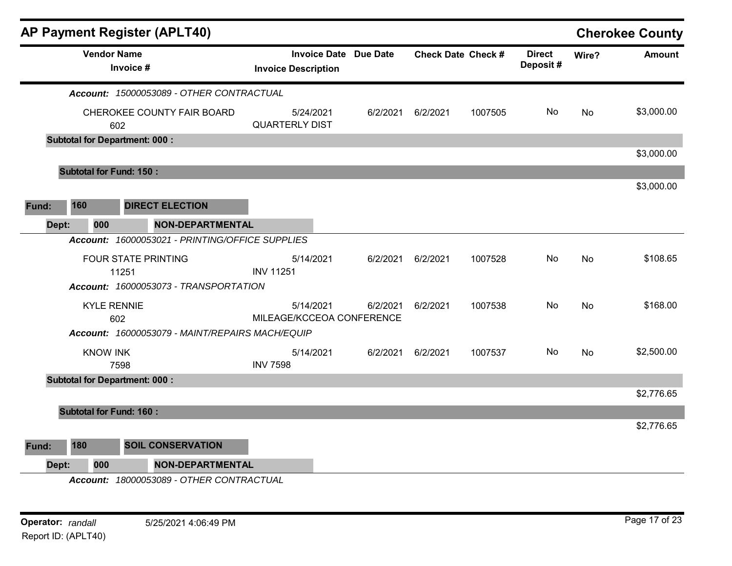## AP Payment Register (APLT40) — Cherokee County

| Vendor Name / Invoice # | Invoice Date / Invoice Description | Due Date | Check Date | Check # | Direct Deposit # | Wire? | Amount |
|---|---|---|---|---|---|---|---|
| ***Account:** 15000053089 - OTHER CONTRACTUAL* | | | | | | | |
| CHEROKEE COUNTY FAIR BOARD<br>602 | 5/24/2021<br>QUARTERLY DIST | 6/2/2021 | 6/2/2021 | 1007505 | No | No | $3,000.00 |
| **Subtotal for Department: 000 :** | | | | | | | $3,000.00 |
| **Subtotal for Fund: 150 :** | | | | | | | $3,000.00 |

**Fund:** 160 **DIRECT ELECTION**

**Dept:** 000 **NON-DEPARTMENTAL**

| Vendor Name / Invoice # | Invoice Date / Invoice Description | Due Date | Check Date | Check # | Direct Deposit # | Wire? | Amount |
|---|---|---|---|---|---|---|---|
| ***Account:** 16000053021 - PRINTING/OFFICE SUPPLIES* | | | | | | | |
| FOUR STATE PRINTING<br>11251 | 5/14/2021<br>INV 11251 | 6/2/2021 | 6/2/2021 | 1007528 | No | No | $108.65 |
| ***Account:** 16000053073 - TRANSPORTATION* | | | | | | | |
| KYLE RENNIE<br>602 | 5/14/2021<br>MILEAGE/KCCEOA CONFERENCE | 6/2/2021 | 6/2/2021 | 1007538 | No | No | $168.00 |
| ***Account:** 16000053079 - MAINT/REPAIRS MACH/EQUIP* | | | | | | | |
| KNOW INK<br>7598 | 5/14/2021<br>INV 7598 | 6/2/2021 | 6/2/2021 | 1007537 | No | No | $2,500.00 |
| **Subtotal for Department: 000 :** | | | | | | | $2,776.65 |
| **Subtotal for Fund: 160 :** | | | | | | | $2,776.65 |

**Fund:** 180 **SOIL CONSERVATION**

**Dept:** 000 **NON-DEPARTMENTAL**

***Account:** 18000053089 - OTHER CONTRACTUAL*

**Operator:** *randall* 5/25/2021 4:06:49 PM

Report ID: (APLT40)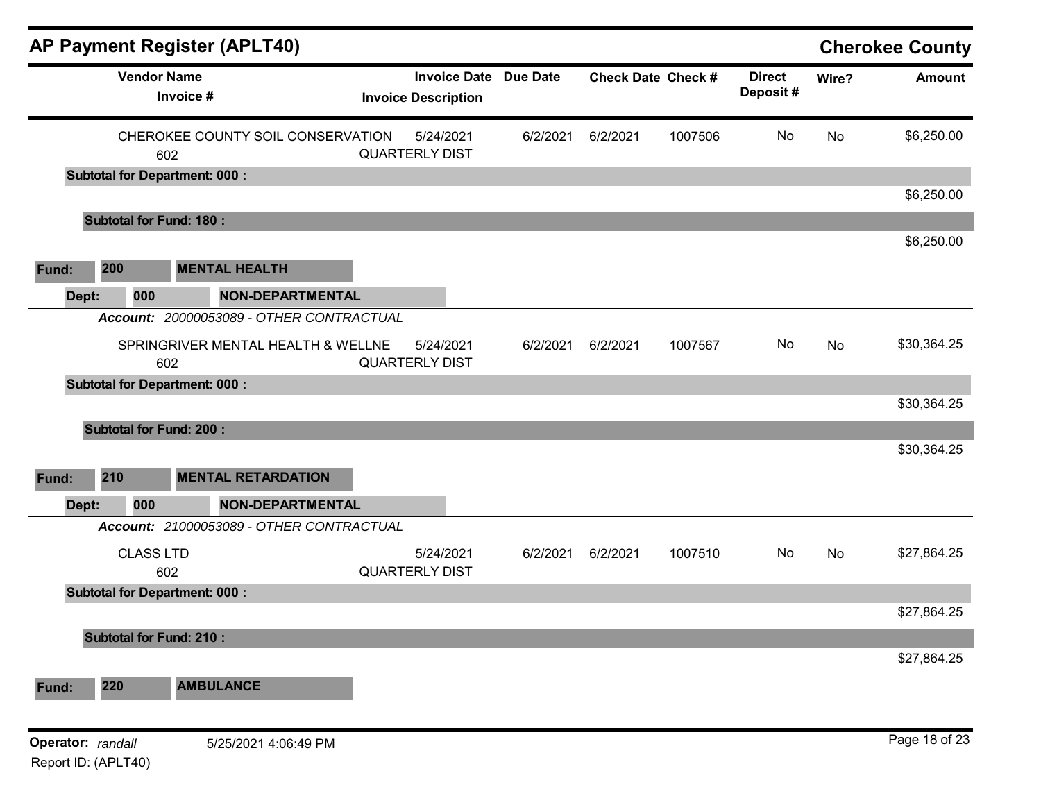# AP Payment Register (APLT40)

**Cherokee County**

| Vendor Name / Invoice # | Invoice Date / Invoice Description | Due Date | Check Date | Check # | Direct Deposit # | Wire? | Amount |
|---|---|---|---|---|---|---|---|
| CHEROKEE COUNTY SOIL CONSERVATION<br>602 | 5/24/2021<br>QUARTERLY DIST | 6/2/2021 | 6/2/2021 | 1007506 | No | No | $6,250.00 |
| **Subtotal for Department: 000 :** | | | | | | | $6,250.00 |
| **Subtotal for Fund: 180 :** | | | | | | | $6,250.00 |

**Fund:** **200** **MENTAL HEALTH**

**Dept:** **000** **NON-DEPARTMENTAL**

***Account:*** *20000053089 - OTHER CONTRACTUAL*

| Vendor Name / Invoice # | Invoice Date / Invoice Description | Due Date | Check Date | Check # | Direct Deposit # | Wire? | Amount |
|---|---|---|---|---|---|---|---|
| SPRINGRIVER MENTAL HEALTH & WELLNE<br>602 | 5/24/2021<br>QUARTERLY DIST | 6/2/2021 | 6/2/2021 | 1007567 | No | No | $30,364.25 |
| **Subtotal for Department: 000 :** | | | | | | | $30,364.25 |
| **Subtotal for Fund: 200 :** | | | | | | | $30,364.25 |

**Fund:** **210** **MENTAL RETARDATION**

**Dept:** **000** **NON-DEPARTMENTAL**

***Account:*** *21000053089 - OTHER CONTRACTUAL*

| Vendor Name / Invoice # | Invoice Date / Invoice Description | Due Date | Check Date | Check # | Direct Deposit # | Wire? | Amount |
|---|---|---|---|---|---|---|---|
| CLASS LTD<br>602 | 5/24/2021<br>QUARTERLY DIST | 6/2/2021 | 6/2/2021 | 1007510 | No | No | $27,864.25 |
| **Subtotal for Department: 000 :** | | | | | | | $27,864.25 |
| **Subtotal for Fund: 210 :** | | | | | | | $27,864.25 |

**Fund:** **220** **AMBULANCE**

**Operator:** *randall* 5/25/2021 4:06:49 PM

Report ID: (APLT40)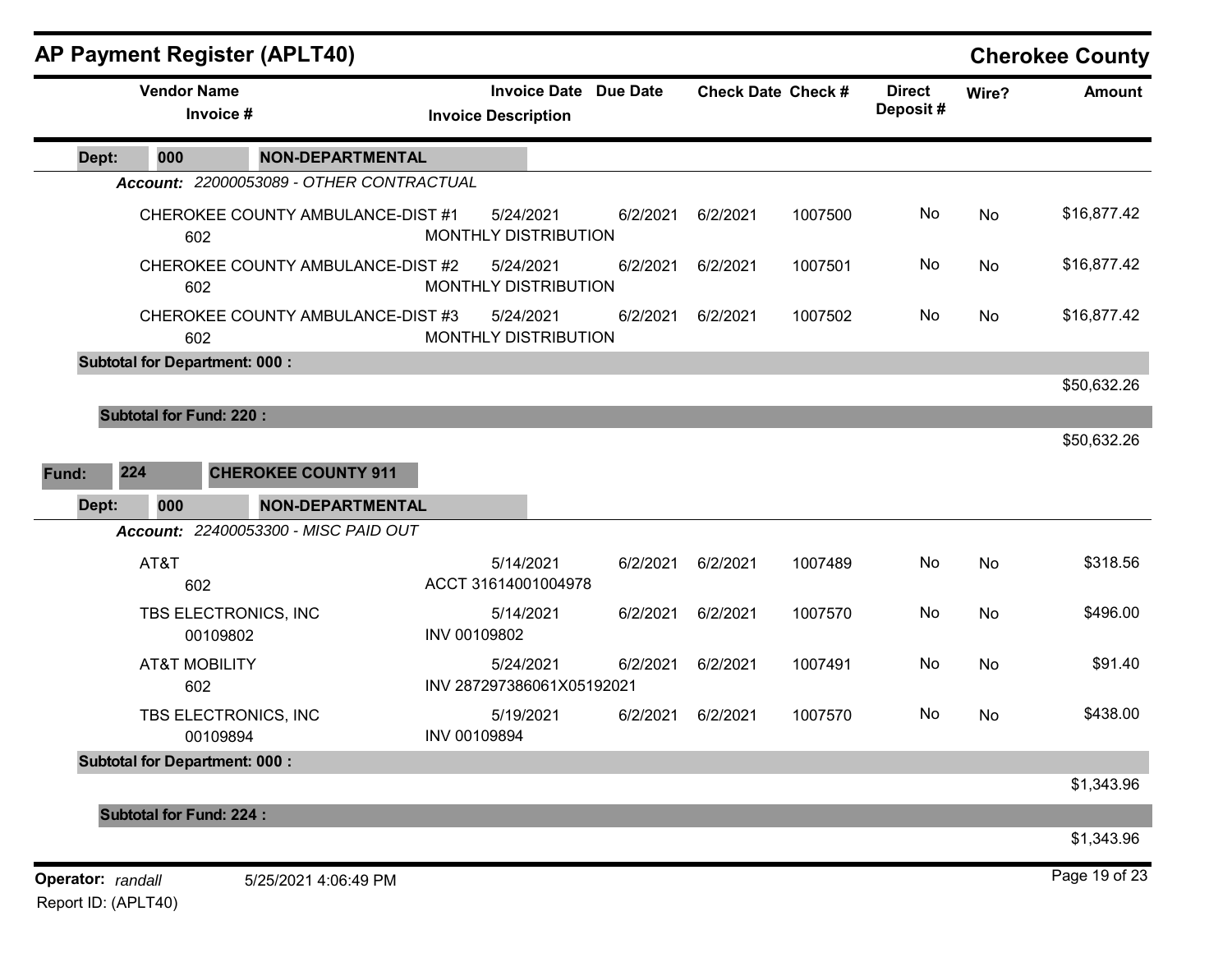# AP Payment Register (APLT40)

**Cherokee County**

| Vendor Name / Invoice # | Invoice Date / Invoice Description | Due Date | Check Date | Check # | Direct Deposit # | Wire? | Amount |
|---|---|---|---|---|---|---|---|
| **Dept: 000 NON-DEPARTMENTAL** | | | | | | | |
| ***Account: 22000053089 - OTHER CONTRACTUAL*** | | | | | | | |
| CHEROKEE COUNTY AMBULANCE-DIST #1<br>602 | 5/24/2021<br>MONTHLY DISTRIBUTION | 6/2/2021 | 6/2/2021 | 1007500 | No | No | $16,877.42 |
| CHEROKEE COUNTY AMBULANCE-DIST #2<br>602 | 5/24/2021<br>MONTHLY DISTRIBUTION | 6/2/2021 | 6/2/2021 | 1007501 | No | No | $16,877.42 |
| CHEROKEE COUNTY AMBULANCE-DIST #3<br>602 | 5/24/2021<br>MONTHLY DISTRIBUTION | 6/2/2021 | 6/2/2021 | 1007502 | No | No | $16,877.42 |
| **Subtotal for Department: 000 :** | | | | | | | $50,632.26 |
| **Subtotal for Fund: 220 :** | | | | | | | $50,632.26 |
| **Fund: 224 CHEROKEE COUNTY 911** | | | | | | | |
| **Dept: 000 NON-DEPARTMENTAL** | | | | | | | |
| ***Account: 22400053300 - MISC PAID OUT*** | | | | | | | |
| AT&T<br>602 | 5/14/2021<br>ACCT 31614001004978 | 6/2/2021 | 6/2/2021 | 1007489 | No | No | $318.56 |
| TBS ELECTRONICS, INC<br>00109802 | 5/14/2021<br>INV 00109802 | 6/2/2021 | 6/2/2021 | 1007570 | No | No | $496.00 |
| AT&T MOBILITY<br>602 | 5/24/2021<br>INV 287297386061X05192021 | 6/2/2021 | 6/2/2021 | 1007491 | No | No | $91.40 |
| TBS ELECTRONICS, INC<br>00109894 | 5/19/2021<br>INV 00109894 | 6/2/2021 | 6/2/2021 | 1007570 | No | No | $438.00 |
| **Subtotal for Department: 000 :** | | | | | | | $1,343.96 |
| **Subtotal for Fund: 224 :** | | | | | | | $1,343.96 |

**Operator:** *randall* 5/25/2021 4:06:49 PM

Report ID: (APLT40)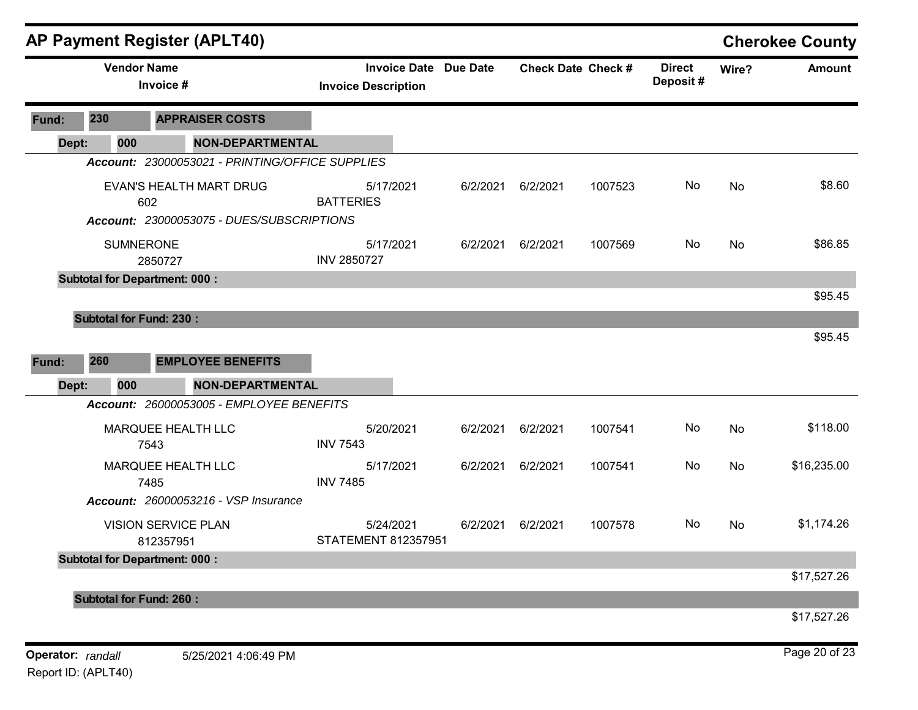# AP Payment Register (APLT40)

**Cherokee County**

| Vendor Name / Invoice # | Invoice Date / Invoice Description | Due Date | Check Date | Check # | Direct Deposit # | Wire? | Amount |
|---|---|---|---|---|---|---|---|
| **Fund: 230 APPRAISER COSTS** | | | | | | | |
| **Dept: 000 NON-DEPARTMENTAL** | | | | | | | |
| ***Account: 23000053021 - PRINTING/OFFICE SUPPLIES*** | | | | | | | |
| EVAN'S HEALTH MART DRUG 602 | 5/17/2021 BATTERIES | 6/2/2021 | 6/2/2021 | 1007523 | No | No | $8.60 |
| ***Account: 23000053075 - DUES/SUBSCRIPTIONS*** | | | | | | | |
| SUMNERONE 2850727 | 5/17/2021 INV 2850727 | 6/2/2021 | 6/2/2021 | 1007569 | No | No | $86.85 |
| **Subtotal for Department: 000 :** | | | | | | | $95.45 |
| **Subtotal for Fund: 230 :** | | | | | | | $95.45 |
| **Fund: 260 EMPLOYEE BENEFITS** | | | | | | | |
| **Dept: 000 NON-DEPARTMENTAL** | | | | | | | |
| ***Account: 26000053005 - EMPLOYEE BENEFITS*** | | | | | | | |
| MARQUEE HEALTH LLC 7543 | 5/20/2021 INV 7543 | 6/2/2021 | 6/2/2021 | 1007541 | No | No | $118.00 |
| MARQUEE HEALTH LLC 7485 | 5/17/2021 INV 7485 | 6/2/2021 | 6/2/2021 | 1007541 | No | No | $16,235.00 |
| ***Account: 26000053216 - VSP Insurance*** | | | | | | | |
| VISION SERVICE PLAN 812357951 | 5/24/2021 STATEMENT 812357951 | 6/2/2021 | 6/2/2021 | 1007578 | No | No | $1,174.26 |
| **Subtotal for Department: 000 :** | | | | | | | $17,527.26 |
| **Subtotal for Fund: 260 :** | | | | | | | $17,527.26 |

**Operator:** *randall* 5/25/2021 4:06:49 PM

Report ID: (APLT40)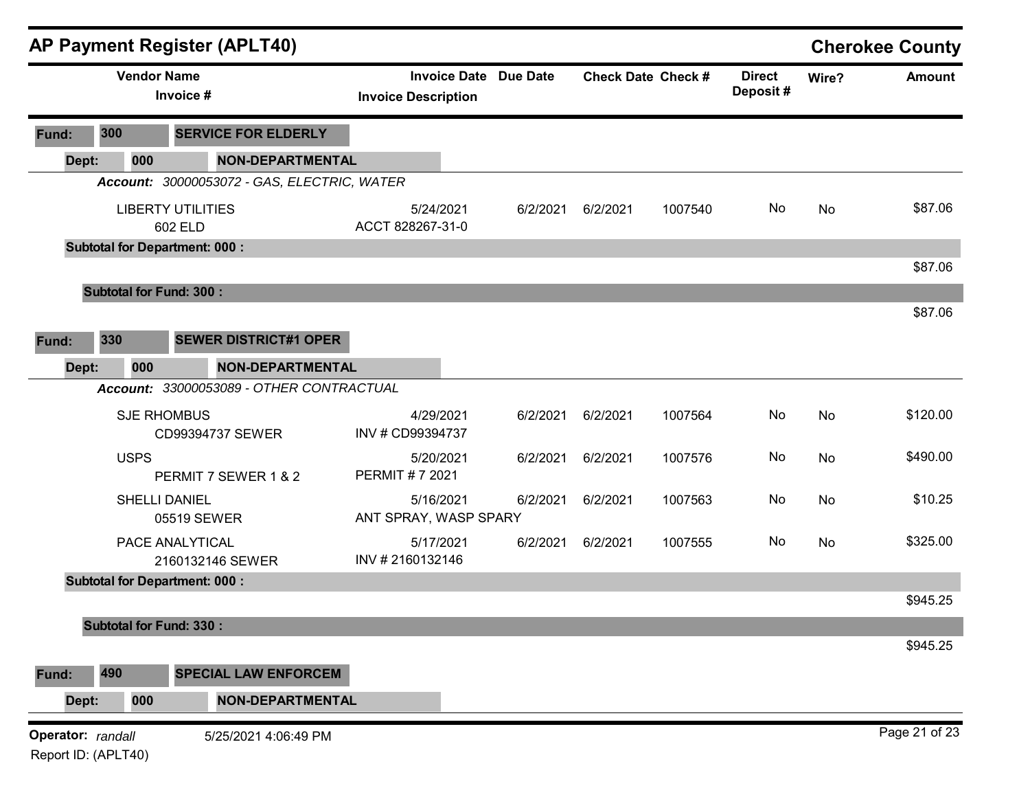# AP Payment Register (APLT40)

**Cherokee County**

| Vendor Name / Invoice # | Invoice Date / Invoice Description | Due Date | Check Date | Check # | Direct Deposit # | Wire? | Amount |
|---|---|---|---|---|---|---|---|
| **Fund: 300 SERVICE FOR ELDERLY** | | | | | | | |
| **Dept: 000 NON-DEPARTMENTAL** | | | | | | | |
| ***Account: 30000053072 - GAS, ELECTRIC, WATER*** | | | | | | | |
| LIBERTY UTILITIES<br>602 ELD | 5/24/2021<br>ACCT 828267-31-0 | 6/2/2021 | 6/2/2021 | 1007540 | No | No | $87.06 |
| **Subtotal for Department: 000 :** | | | | | | | $87.06 |
| **Subtotal for Fund: 300 :** | | | | | | | $87.06 |
| **Fund: 330 SEWER DISTRICT#1 OPER** | | | | | | | |
| **Dept: 000 NON-DEPARTMENTAL** | | | | | | | |
| ***Account: 33000053089 - OTHER CONTRACTUAL*** | | | | | | | |
| SJE RHOMBUS<br>CD99394737 SEWER | 4/29/2021<br>INV # CD99394737 | 6/2/2021 | 6/2/2021 | 1007564 | No | No | $120.00 |
| USPS<br>PERMIT 7 SEWER 1 & 2 | 5/20/2021<br>PERMIT # 7 2021 | 6/2/2021 | 6/2/2021 | 1007576 | No | No | $490.00 |
| SHELLI DANIEL<br>05519 SEWER | 5/16/2021<br>ANT SPRAY, WASP SPARY | 6/2/2021 | 6/2/2021 | 1007563 | No | No | $10.25 |
| PACE ANALYTICAL<br>2160132146 SEWER | 5/17/2021<br>INV # 2160132146 | 6/2/2021 | 6/2/2021 | 1007555 | No | No | $325.00 |
| **Subtotal for Department: 000 :** | | | | | | | $945.25 |
| **Subtotal for Fund: 330 :** | | | | | | | $945.25 |
| **Fund: 490 SPECIAL LAW ENFORCEM** | | | | | | | |
| **Dept: 000 NON-DEPARTMENTAL** | | | | | | | |

Operator: *randall* 5/25/2021 4:06:49 PM

Report ID: (APLT40)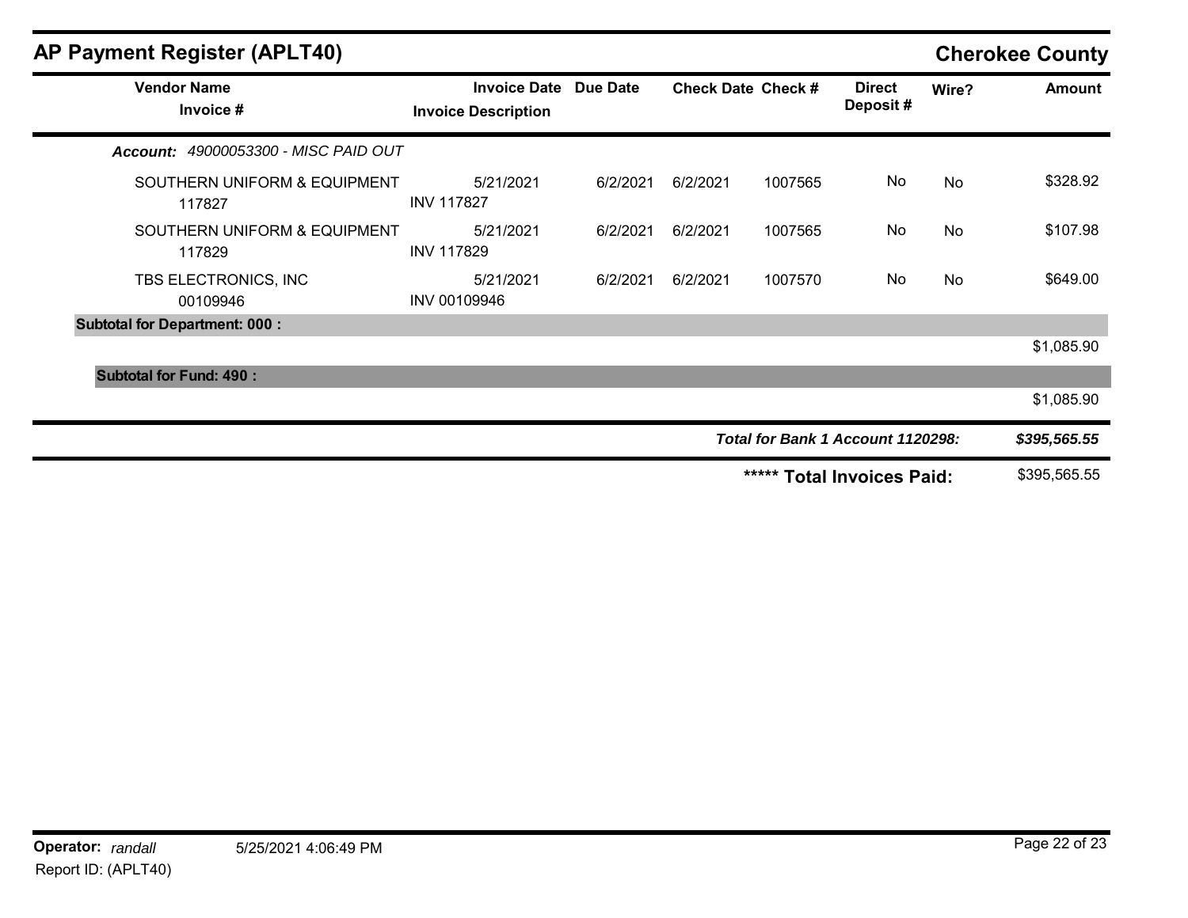## AP Payment Register (APLT40)

**Cherokee County**

| Vendor Name / Invoice # | Invoice Date / Invoice Description | Due Date | Check Date | Check # | Direct Deposit # | Wire? | Amount |
|---|---|---|---|---|---|---|---|
| ***Account: 49000053300 - MISC PAID OUT*** | | | | | | | |
| SOUTHERN UNIFORM & EQUIPMENT<br>117827 | 5/21/2021<br>INV 117827 | 6/2/2021 | 6/2/2021 | 1007565 | No | No | $328.92 |
| SOUTHERN UNIFORM & EQUIPMENT<br>117829 | 5/21/2021<br>INV 117829 | 6/2/2021 | 6/2/2021 | 1007565 | No | No | $107.98 |
| TBS ELECTRONICS, INC<br>00109946 | 5/21/2021<br>INV 00109946 | 6/2/2021 | 6/2/2021 | 1007570 | No | No | $649.00 |
| **Subtotal for Department: 000 :** | | | | | | | $1,085.90 |
| **Subtotal for Fund: 490 :** | | | | | | | $1,085.90 |
| | | | | | | ***Total for Bank 1 Account 1120298:*** | ***$395,565.55*** |
| | | | | | | **\*\*\*\*\* Total Invoices Paid:** | $395,565.55 |

**Operator:** *randall* 5/25/2021 4:06:49 PM

Report ID: (APLT40)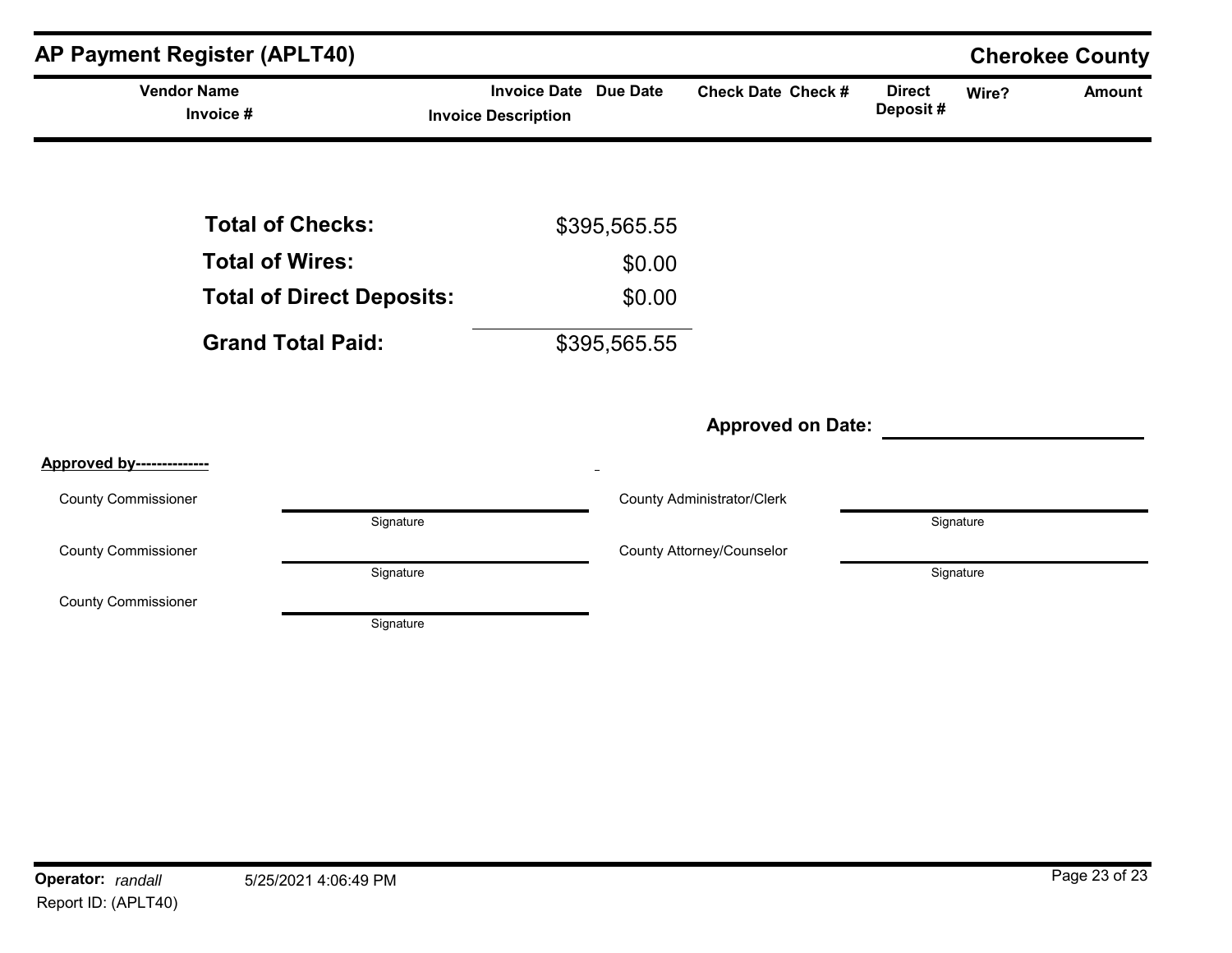## AP Payment Register (APLT40)

**Cherokee County**

| Vendor Name / Invoice # | Invoice Date / Invoice Description | Due Date | Check Date | Check # | Direct Deposit # | Wire? | Amount |
|---|---|---|---|---|---|---|---|

| | |
|---|---|
| **Total of Checks:** | $395,565.55 |
| **Total of Wires:** | $0.00 |
| **Total of Direct Deposits:** | $0.00 |
| **Grand Total Paid:** | $395,565.55 |

**Approved on Date:** ____________________

**Approved by--------------**

County Commissioner ____________________ Signature

County Commissioner ____________________ Signature

County Commissioner ____________________ Signature

County Administrator/Clerk ____________________ Signature

County Attorney/Counselor ____________________ Signature

**Operator:** *randall* 5/25/2021 4:06:49 PM

Report ID: (APLT40)